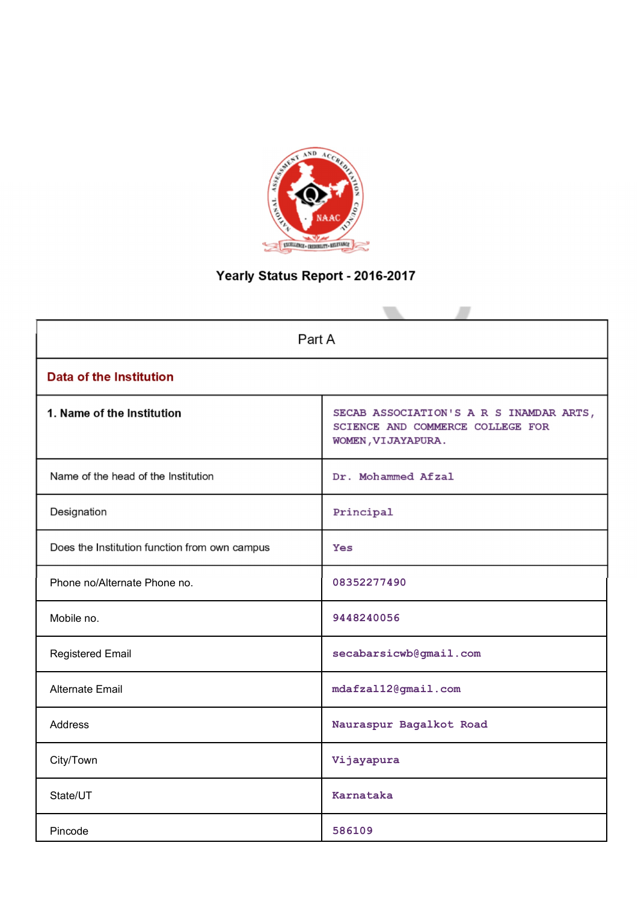# Yearly Status Report - 2016-2017

| Part A | |
|---|---|
| **Data of the Institution** | |
| **1. Name of the Institution** | SECAB ASSOCIATION'S A R S INAMDAR ARTS, SCIENCE AND COMMERCE COLLEGE FOR WOMEN,VIJAYAPURA. |
| Name of the head of the Institution | Dr. Mohammed Afzal |
| Designation | Principal |
| Does the Institution function from own campus | Yes |
| Phone no/Alternate Phone no. | 08352277490 |
| Mobile no. | 9448240056 |
| Registered Email | secabarsicwb@gmail.com |
| Alternate Email | mdafzal12@gmail.com |
| Address | Nauraspur Bagalkot Road |
| City/Town | Vijayapura |
| State/UT | Karnataka |
| Pincode | 586109 |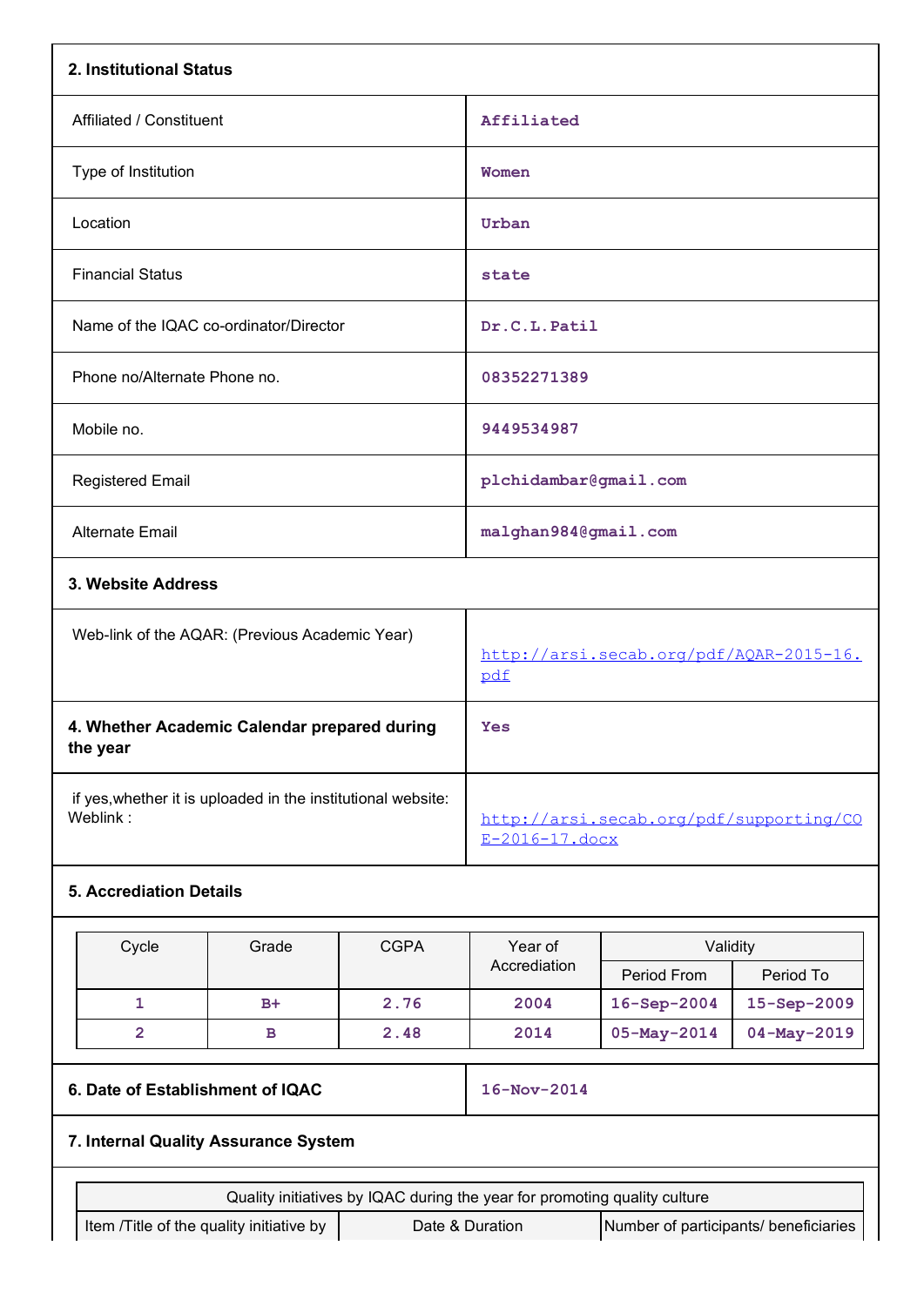## 2. Institutional Status

| | |
|---|---|
| Affiliated / Constituent | Affiliated |
| Type of Institution | Women |
| Location | Urban |
| Financial Status | state |
| Name of the IQAC co-ordinator/Director | Dr.C.L.Patil |
| Phone no/Alternate Phone no. | 08352271389 |
| Mobile no. | 9449534987 |
| Registered Email | plchidambar@gmail.com |
| Alternate Email | malghan984@gmail.com |

## 3. Website Address

| | |
|---|---|
| Web-link of the AQAR: (Previous Academic Year) | http://arsi.secab.org/pdf/AQAR-2015-16.pdf |

| | |
|---|---|
| **4. Whether Academic Calendar prepared during the year** | Yes |
| if yes,whether it is uploaded in the institutional website: Weblink : | http://arsi.secab.org/pdf/supporting/COE-2016-17.docx |

## 5. Accrediation Details

| Cycle | Grade | CGPA | Year of Accrediation | Validity | |
|---|---|---|---|---|---|
| | | | | Period From | Period To |
| 1 | B+ | 2.76 | 2004 | 16-Sep-2004 | 15-Sep-2009 |
| 2 | B | 2.48 | 2014 | 05-May-2014 | 04-May-2019 |

| | |
|---|---|
| **6. Date of Establishment of IQAC** | 16-Nov-2014 |

## 7. Internal Quality Assurance System

| Quality initiatives by IQAC during the year for promoting quality culture | | |
|---|---|---|
| Item /Title of the quality initiative by | Date & Duration | Number of participants/ beneficiaries |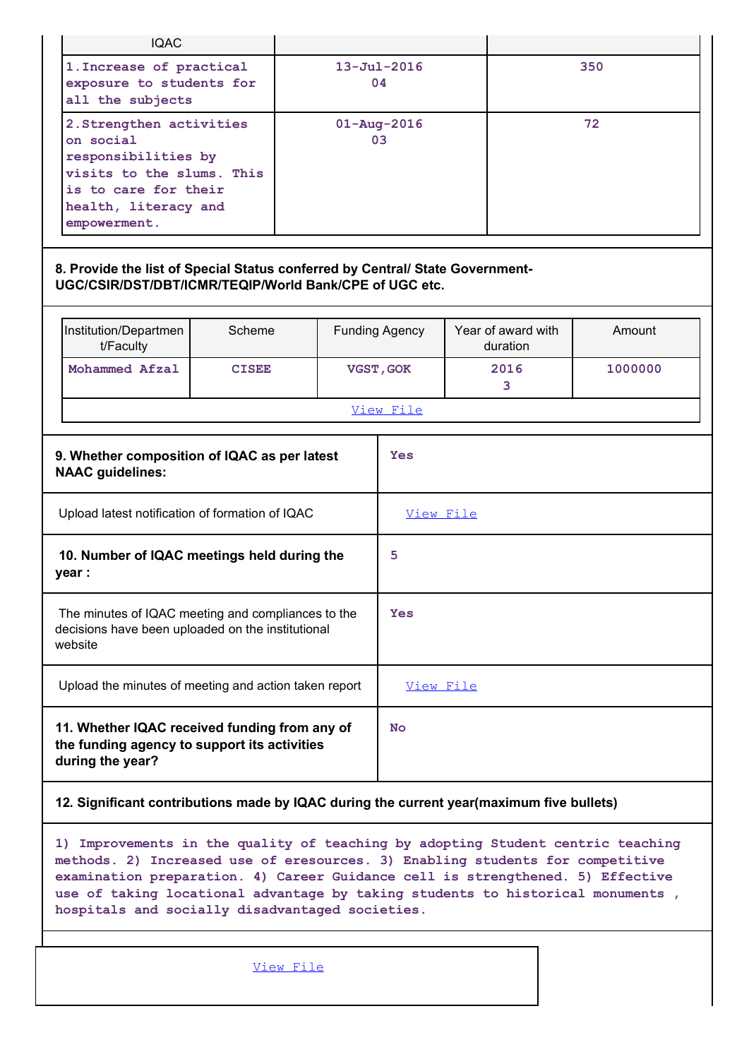| IQAC | | |
|---|---|---|
| 1.Increase of practical exposure to students for all the subjects | 13-Jul-2016<br>04 | 350 |
| 2.Strengthen activities on social responsibilities by visits to the slums. This is to care for their health, literacy and empowerment. | 01-Aug-2016<br>03 | 72 |

**8. Provide the list of Special Status conferred by Central/ State Government-UGC/CSIR/DST/DBT/ICMR/TEQIP/World Bank/CPE of UGC etc.**

| Institution/Department/Faculty | Scheme | Funding Agency | Year of award with duration | Amount |
|---|---|---|---|---|
| Mohammed Afzal | CISEE | VGST,GOK | 2016<br>3 | 1000000 |

View File

| | |
|---|---|
| **9. Whether composition of IQAC as per latest NAAC guidelines:** | Yes |
| Upload latest notification of formation of IQAC | View File |
| **10. Number of IQAC meetings held during the year :** | 5 |
| The minutes of IQAC meeting and compliances to the decisions have been uploaded on the institutional website | Yes |
| Upload the minutes of meeting and action taken report | View File |
| **11. Whether IQAC received funding from any of the funding agency to support its activities during the year?** | No |

**12. Significant contributions made by IQAC during the current year(maximum five bullets)**

1) Improvements in the quality of teaching by adopting Student centric teaching methods. 2) Increased use of eresources. 3) Enabling students for competitive examination preparation. 4) Career Guidance cell is strengthened. 5) Effective use of taking locational advantage by taking students to historical monuments , hospitals and socially disadvantaged societies.

View File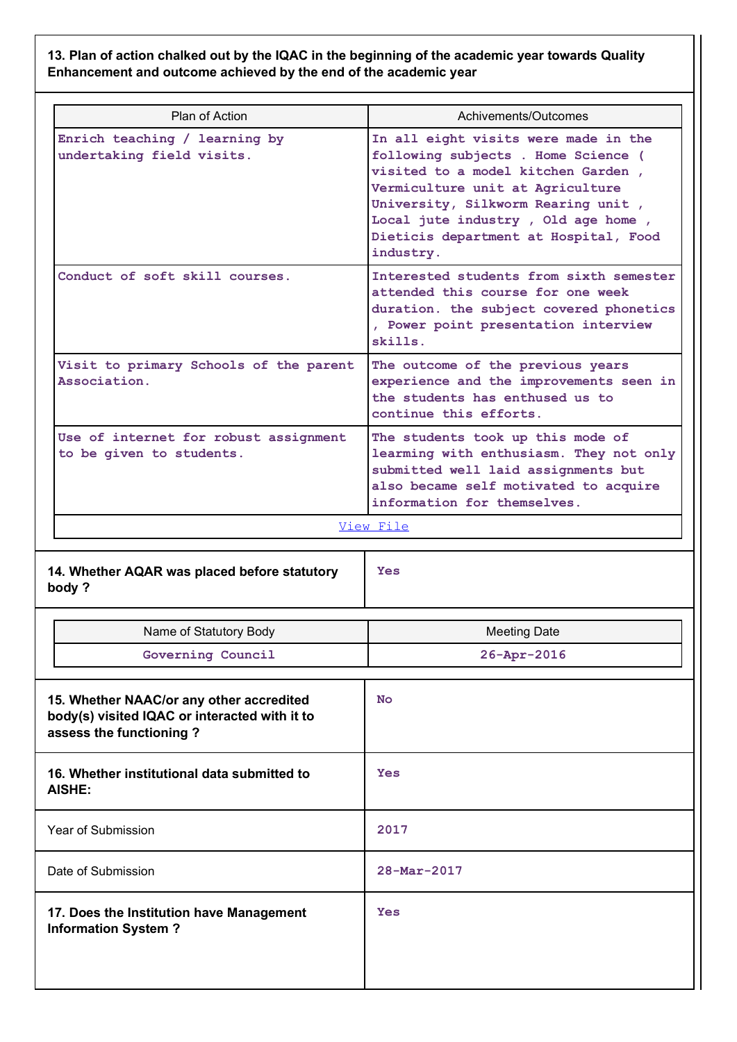**13. Plan of action chalked out by the IQAC in the beginning of the academic year towards Quality Enhancement and outcome achieved by the end of the academic year**

| Plan of Action | Achivements/Outcomes |
|---|---|
| Enrich teaching / learning by undertaking field visits. | In all eight visits were made in the following subjects . Home Science ( visited to a model kitchen Garden , Vermiculture unit at Agriculture University, Silkworm Rearing unit , Local jute industry , Old age home , Dieticis department at Hospital, Food industry. |
| Conduct of soft skill courses. | Interested students from sixth semester attended this course for one week duration. the subject covered phonetics , Power point presentation interview skills. |
| Visit to primary Schools of the parent Association. | The outcome of the previous years experience and the improvements seen in the students has enthused us to continue this efforts. |
| Use of internet for robust assignment to be given to students. | The students took up this mode of learning with enthusiasm. They not only submitted well laid assignments but also became self motivated to acquire information for themselves. |

View File

| 14. Whether AQAR was placed before statutory body ? | Yes |
|---|---|

| Name of Statutory Body | Meeting Date |
|---|---|
| Governing Council | 26-Apr-2016 |

| 15. Whether NAAC/or any other accredited body(s) visited IQAC or interacted with it to assess the functioning ? | No |
|---|---|
| 16. Whether institutional data submitted to AISHE: | Yes |
| Year of Submission | 2017 |
| Date of Submission | 28-Mar-2017 |
| 17. Does the Institution have Management Information System ? | Yes |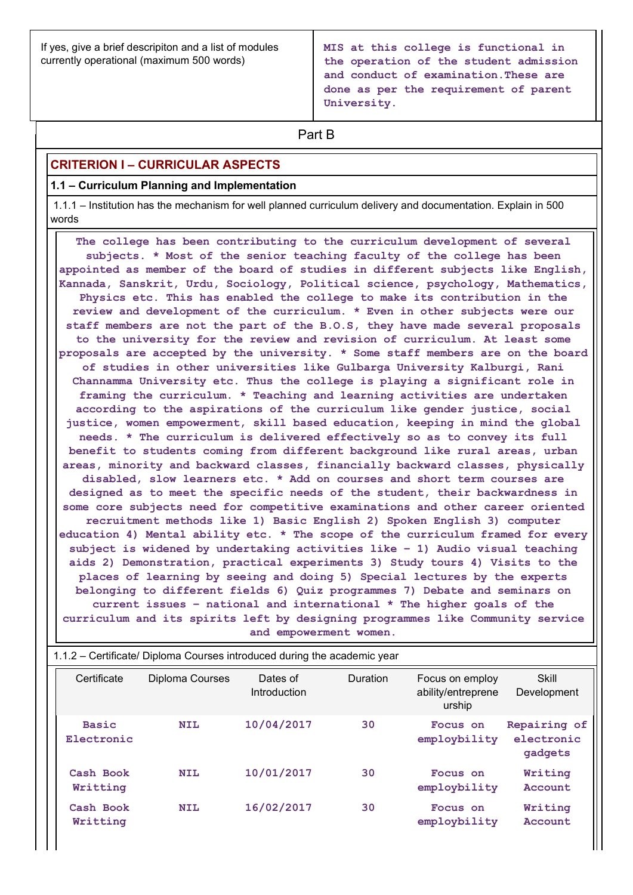| If yes, give a brief descripiton and a list of modules currently operational (maximum 500 words) | MIS at this college is functional in the operation of the student admission and conduct of examination.These are done as per the requirement of parent University. |
|---|---|

## Part B

### CRITERION I – CURRICULAR ASPECTS

**1.1 – Curriculum Planning and Implementation**

1.1.1 – Institution has the mechanism for well planned curriculum delivery and documentation. Explain in 500 words

The college has been contributing to the curriculum development of several subjects. * Most of the senior teaching faculty of the college has been appointed as member of the board of studies in different subjects like English, Kannada, Sanskrit, Urdu, Sociology, Political science, psychology, Mathematics, Physics etc. This has enabled the college to make its contribution in the review and development of the curriculum. * Even in other subjects were our staff members are not the part of the B.O.S, they have made several proposals to the university for the review and revision of curriculum. At least some proposals are accepted by the university. * Some staff members are on the board of studies in other universities like Gulbarga University Kalburgi, Rani Channamma University etc. Thus the college is playing a significant role in framing the curriculum. * Teaching and learning activities are undertaken according to the aspirations of the curriculum like gender justice, social justice, women empowerment, skill based education, keeping in mind the global needs. * The curriculum is delivered effectively so as to convey its full benefit to students coming from different background like rural areas, urban areas, minority and backward classes, financially backward classes, physically disabled, slow learners etc. * Add on courses and short term courses are designed as to meet the specific needs of the student, their backwardness in some core subjects need for competitive examinations and other career oriented recruitment methods like 1) Basic English 2) Spoken English 3) computer education 4) Mental ability etc. * The scope of the curriculum framed for every subject is widened by undertaking activities like – 1) Audio visual teaching aids 2) Demonstration, practical experiments 3) Study tours 4) Visits to the places of learning by seeing and doing 5) Special lectures by the experts belonging to different fields 6) Quiz programmes 7) Debate and seminars on current issues – national and international * The higher goals of the curriculum and its spirits left by designing programmes like Community service and empowerment women.

1.1.2 – Certificate/ Diploma Courses introduced during the academic year

| Certificate | Diploma Courses | Dates of Introduction | Duration | Focus on employ ability/entreprene urship | Skill Development |
|---|---|---|---|---|---|
| Basic Electronic | NIL | 10/04/2017 | 30 | Focus on employbility | Repairing of electronic gadgets |
| Cash Book Writting | NIL | 10/01/2017 | 30 | Focus on employbility | Writing Account |
| Cash Book Writting | NIL | 16/02/2017 | 30 | Focus on employbility | Writing Account |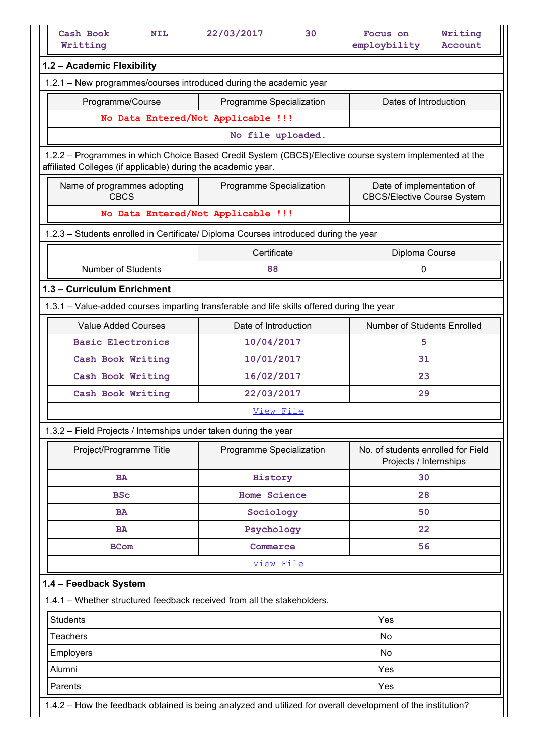| Cash Book Writting | NIL | 22/03/2017 | 30 | Focus on employbility | Writing Account |
|---|---|---|---|---|---|

**1.2 – Academic Flexibility**

1.2.1 – New programmes/courses introduced during the academic year

| Programme/Course | Programme Specialization | Dates of Introduction |
|---|---|---|
| No Data Entered/Not Applicable !!! | | |
| No file uploaded. | | |

1.2.2 – Programmes in which Choice Based Credit System (CBCS)/Elective course system implemented at the affiliated Colleges (if applicable) during the academic year.

| Name of programmes adopting CBCS | Programme Specialization | Date of implementation of CBCS/Elective Course System |
|---|---|---|
| No Data Entered/Not Applicable !!! | | |

1.2.3 – Students enrolled in Certificate/ Diploma Courses introduced during the year

| | Certificate | Diploma Course |
|---|---|---|
| Number of Students | 88 | 0 |

**1.3 – Curriculum Enrichment**

1.3.1 – Value-added courses imparting transferable and life skills offered during the year

| Value Added Courses | Date of Introduction | Number of Students Enrolled |
|---|---|---|
| Basic Electronics | 10/04/2017 | 5 |
| Cash Book Writing | 10/01/2017 | 31 |
| Cash Book Writing | 16/02/2017 | 23 |
| Cash Book Writing | 22/03/2017 | 29 |
| View File | | |

1.3.2 – Field Projects / Internships under taken during the year

| Project/Programme Title | Programme Specialization | No. of students enrolled for Field Projects / Internships |
|---|---|---|
| BA | History | 30 |
| BSc | Home Science | 28 |
| BA | Sociology | 50 |
| BA | Psychology | 22 |
| BCom | Commerce | 56 |
| View File | | |

**1.4 – Feedback System**

1.4.1 – Whether structured feedback received from all the stakeholders.

| Students | Yes |
|---|---|
| Teachers | No |
| Employers | No |
| Alumni | Yes |
| Parents | Yes |

1.4.2 – How the feedback obtained is being analyzed and utilized for overall development of the institution?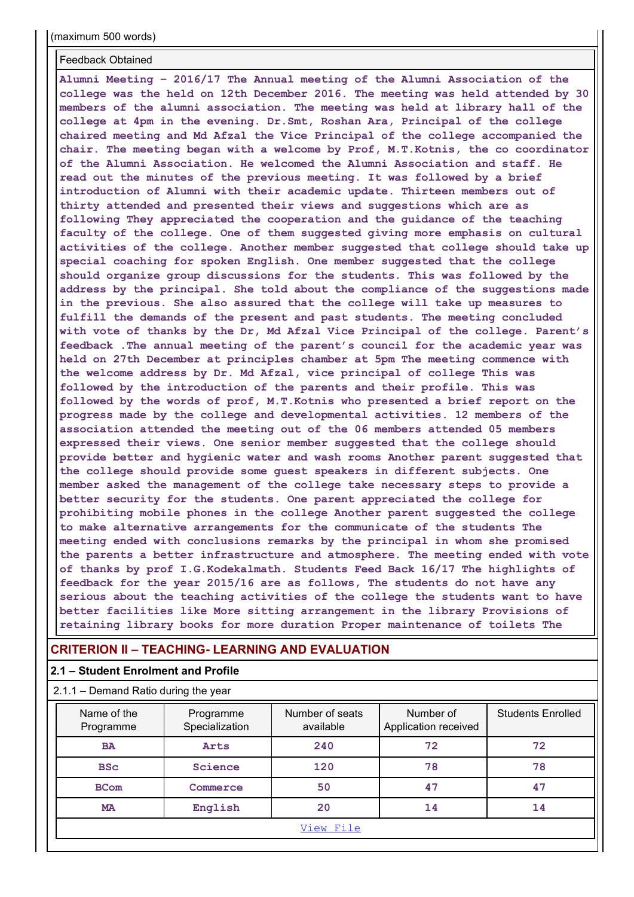(maximum 500 words)

| Feedback Obtained |
|---|
| **Alumni Meeting – 2016/17 The Annual meeting of the Alumni Association of the college was the held on 12th December 2016. The meeting was held attended by 30 members of the alumni association. The meeting was held at library hall of the college at 4pm in the evening. Dr.Smt, Roshan Ara, Principal of the college chaired meeting and Md Afzal the Vice Principal of the college accompanied the chair. The meeting began with a welcome by Prof, M.T.Kotnis, the co coordinator of the Alumni Association. He welcomed the Alumni Association and staff. He read out the minutes of the previous meeting. It was followed by a brief introduction of Alumni with their academic update. Thirteen members out of thirty attended and presented their views and suggestions which are as following They appreciated the cooperation and the guidance of the teaching faculty of the college. One of them suggested giving more emphasis on cultural activities of the college. Another member suggested that college should take up special coaching for spoken English. One member suggested that the college should organize group discussions for the students. This was followed by the address by the principal. She told about the compliance of the suggestions made in the previous. She also assured that the college will take up measures to fulfill the demands of the present and past students. The meeting concluded with vote of thanks by the Dr, Md Afzal Vice Principal of the college. Parent's feedback .The annual meeting of the parent's council for the academic year was held on 27th December at principles chamber at 5pm The meeting commence with the welcome address by Dr. Md Afzal, vice principal of college This was followed by the introduction of the parents and their profile. This was followed by the words of prof, M.T.Kotnis who presented a brief report on the progress made by the college and developmental activities. 12 members of the association attended the meeting out of the 06 members attended 05 members expressed their views. One senior member suggested that the college should provide better and hygienic water and wash rooms Another parent suggested that the college should provide some guest speakers in different subjects. One member asked the management of the college take necessary steps to provide a better security for the students. One parent appreciated the college for prohibiting mobile phones in the college Another parent suggested the college to make alternative arrangements for the communicate of the students The meeting ended with conclusions remarks by the principal in whom she promised the parents a better infrastructure and atmosphere. The meeting ended with vote of thanks by prof I.G.Kodekalmath. Students Feed Back 16/17 The highlights of feedback for the year 2015/16 are as follows, The students do not have any serious about the teaching activities of the college the students want to have better facilities like More sitting arrangement in the library Provisions of retaining library books for more duration Proper maintenance of toilets The** |

## CRITERION II – TEACHING- LEARNING AND EVALUATION

### 2.1 – Student Enrolment and Profile

2.1.1 – Demand Ratio during the year

| Name of the Programme | Programme Specialization | Number of seats available | Number of Application received | Students Enrolled |
|---|---|---|---|---|
| BA | Arts | 240 | 72 | 72 |
| BSc | Science | 120 | 78 | 78 |
| BCom | Commerce | 50 | 47 | 47 |
| MA | English | 20 | 14 | 14 |

View File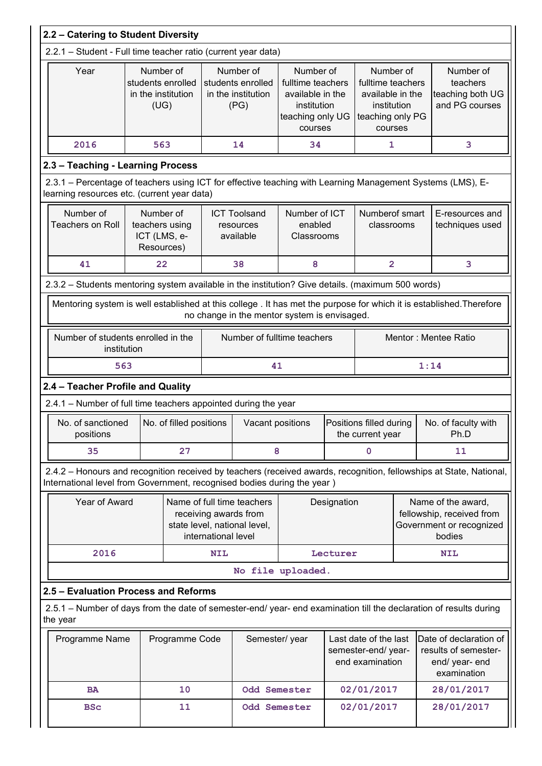## 2.2 – Catering to Student Diversity

2.2.1 – Student - Full time teacher ratio (current year data)

| Year | Number of students enrolled in the institution (UG) | Number of students enrolled in the institution (PG) | Number of fulltime teachers available in the institution teaching only UG courses | Number of fulltime teachers available in the institution teaching only PG courses | Number of teachers teaching both UG and PG courses |
|---|---|---|---|---|---|
| 2016 | 563 | 14 | 34 | 1 | 3 |

## 2.3 – Teaching - Learning Process

2.3.1 – Percentage of teachers using ICT for effective teaching with Learning Management Systems (LMS), E-learning resources etc. (current year data)

| Number of Teachers on Roll | Number of teachers using ICT (LMS, e-Resources) | ICT Toolsand resources available | Number of ICT enabled Classrooms | Numberof smart classrooms | E-resources and techniques used |
|---|---|---|---|---|---|
| 41 | 22 | 38 | 8 | 2 | 3 |

2.3.2 – Students mentoring system available in the institution? Give details. (maximum 500 words)

Mentoring system is well established at this college . It has met the purpose for which it is established.Therefore no change in the mentor system is envisaged.

| Number of students enrolled in the institution | Number of fulltime teachers | Mentor : Mentee Ratio |
|---|---|---|
| 563 | 41 | 1:14 |

## 2.4 – Teacher Profile and Quality

2.4.1 – Number of full time teachers appointed during the year

| No. of sanctioned positions | No. of filled positions | Vacant positions | Positions filled during the current year | No. of faculty with Ph.D |
|---|---|---|---|---|
| 35 | 27 | 8 | 0 | 11 |

2.4.2 – Honours and recognition received by teachers (received awards, recognition, fellowships at State, National, International level from Government, recognised bodies during the year )

| Year of Award | Name of full time teachers receiving awards from state level, national level, international level | Designation | Name of the award, fellowship, received from Government or recognized bodies |
|---|---|---|---|
| 2016 | NIL | Lecturer | NIL |

No file uploaded.

## 2.5 – Evaluation Process and Reforms

2.5.1 – Number of days from the date of semester-end/ year- end examination till the declaration of results during the year

| Programme Name | Programme Code | Semester/ year | Last date of the last semester-end/ year-end examination | Date of declaration of results of semester-end/ year- end examination |
|---|---|---|---|---|
| BA | 10 | Odd Semester | 02/01/2017 | 28/01/2017 |
| BSc | 11 | Odd Semester | 02/01/2017 | 28/01/2017 |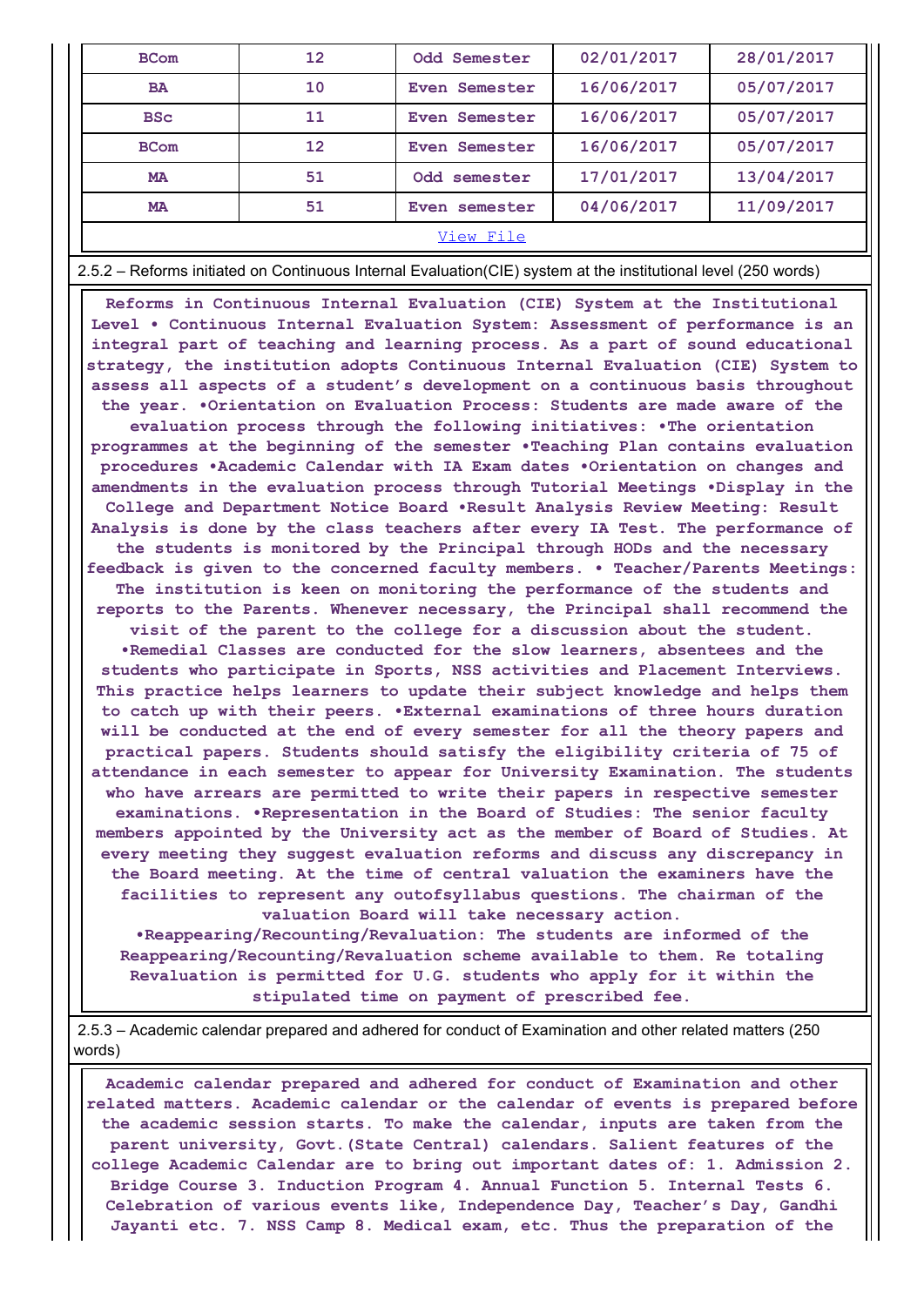| BCom | 12 | Odd Semester | 02/01/2017 | 28/01/2017 |
|---|---|---|---|---|
| BA | 10 | Even Semester | 16/06/2017 | 05/07/2017 |
| BSc | 11 | Even Semester | 16/06/2017 | 05/07/2017 |
| BCom | 12 | Even Semester | 16/06/2017 | 05/07/2017 |
| MA | 51 | Odd semester | 17/01/2017 | 13/04/2017 |
| MA | 51 | Even semester | 04/06/2017 | 11/09/2017 |
| View File | | | | |

2.5.2 – Reforms initiated on Continuous Internal Evaluation(CIE) system at the institutional level (250 words)

**Reforms in Continuous Internal Evaluation (CIE) System at the Institutional Level • Continuous Internal Evaluation System: Assessment of performance is an integral part of teaching and learning process. As a part of sound educational strategy, the institution adopts Continuous Internal Evaluation (CIE) System to assess all aspects of a student's development on a continuous basis throughout the year. •Orientation on Evaluation Process: Students are made aware of the evaluation process through the following initiatives: •The orientation programmes at the beginning of the semester •Teaching Plan contains evaluation procedures •Academic Calendar with IA Exam dates •Orientation on changes and amendments in the evaluation process through Tutorial Meetings •Display in the College and Department Notice Board •Result Analysis Review Meeting: Result Analysis is done by the class teachers after every IA Test. The performance of the students is monitored by the Principal through HODs and the necessary feedback is given to the concerned faculty members. • Teacher/Parents Meetings: The institution is keen on monitoring the performance of the students and reports to the Parents. Whenever necessary, the Principal shall recommend the visit of the parent to the college for a discussion about the student. •Remedial Classes are conducted for the slow learners, absentees and the students who participate in Sports, NSS activities and Placement Interviews. This practice helps learners to update their subject knowledge and helps them to catch up with their peers. •External examinations of three hours duration will be conducted at the end of every semester for all the theory papers and practical papers. Students should satisfy the eligibility criteria of 75 of attendance in each semester to appear for University Examination. The students who have arrears are permitted to write their papers in respective semester examinations. •Representation in the Board of Studies: The senior faculty members appointed by the University act as the member of Board of Studies. At every meeting they suggest evaluation reforms and discuss any discrepancy in the Board meeting. At the time of central valuation the examiners have the facilities to represent any outofsyllabus questions. The chairman of the valuation Board will take necessary action. •Reappearing/Recounting/Revaluation: The students are informed of the Reappearing/Recounting/Revaluation scheme available to them. Re totaling Revaluation is permitted for U.G. students who apply for it within the stipulated time on payment of prescribed fee.**

2.5.3 – Academic calendar prepared and adhered for conduct of Examination and other related matters (250 words)

**Academic calendar prepared and adhered for conduct of Examination and other related matters. Academic calendar or the calendar of events is prepared before the academic session starts. To make the calendar, inputs are taken from the parent university, Govt.(State Central) calendars. Salient features of the college Academic Calendar are to bring out important dates of: 1. Admission 2. Bridge Course 3. Induction Program 4. Annual Function 5. Internal Tests 6. Celebration of various events like, Independence Day, Teacher's Day, Gandhi Jayanti etc. 7. NSS Camp 8. Medical exam, etc. Thus the preparation of the**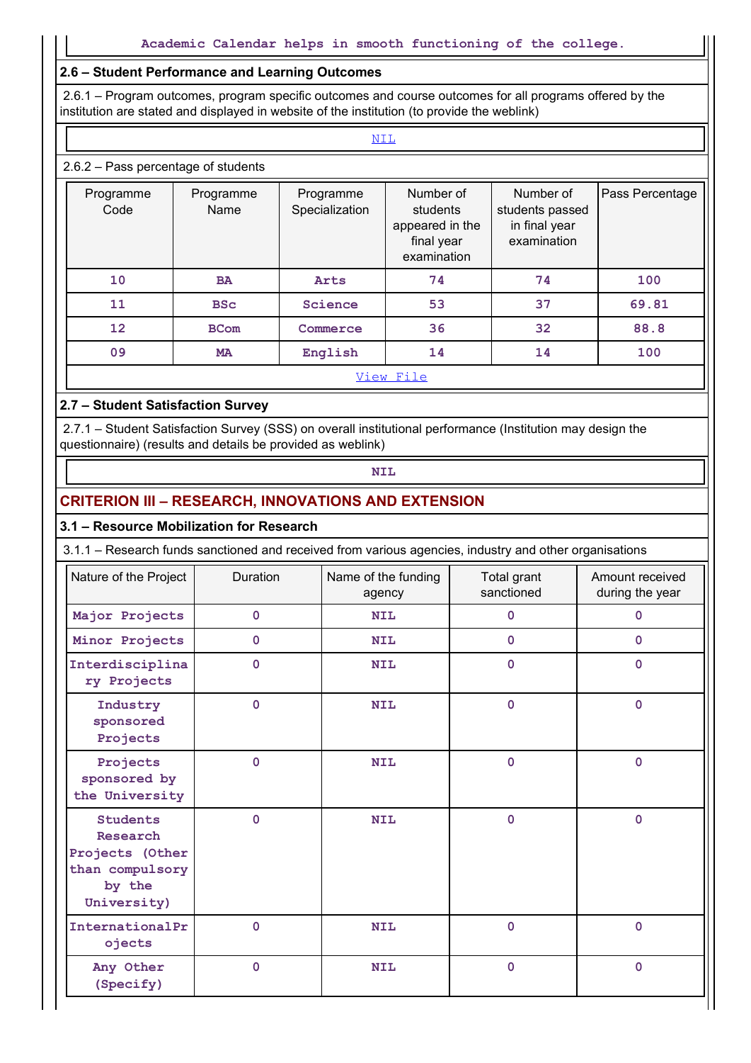Academic Calendar helps in smooth functioning of the college.

### 2.6 – Student Performance and Learning Outcomes

2.6.1 – Program outcomes, program specific outcomes and course outcomes for all programs offered by the institution are stated and displayed in website of the institution (to provide the weblink)

NIL

2.6.2 – Pass percentage of students

| Programme Code | Programme Name | Programme Specialization | Number of students appeared in the final year examination | Number of students passed in final year examination | Pass Percentage |
|---|---|---|---|---|---|
| 10 | BA | Arts | 74 | 74 | 100 |
| 11 | BSc | Science | 53 | 37 | 69.81 |
| 12 | BCom | Commerce | 36 | 32 | 88.8 |
| 09 | MA | English | 14 | 14 | 100 |

View File

### 2.7 – Student Satisfaction Survey

2.7.1 – Student Satisfaction Survey (SSS) on overall institutional performance (Institution may design the questionnaire) (results and details be provided as weblink)

NIL

## CRITERION III – RESEARCH, INNOVATIONS AND EXTENSION

### 3.1 – Resource Mobilization for Research

3.1.1 – Research funds sanctioned and received from various agencies, industry and other organisations

| Nature of the Project | Duration | Name of the funding agency | Total grant sanctioned | Amount received during the year |
|---|---|---|---|---|
| Major Projects | 0 | NIL | 0 | 0 |
| Minor Projects | 0 | NIL | 0 | 0 |
| Interdisciplinary Projects | 0 | NIL | 0 | 0 |
| Industry sponsored Projects | 0 | NIL | 0 | 0 |
| Projects sponsored by the University | 0 | NIL | 0 | 0 |
| Students Research Projects (Other than compulsory by the University) | 0 | NIL | 0 | 0 |
| InternationalProjects | 0 | NIL | 0 | 0 |
| Any Other (Specify) | 0 | NIL | 0 | 0 |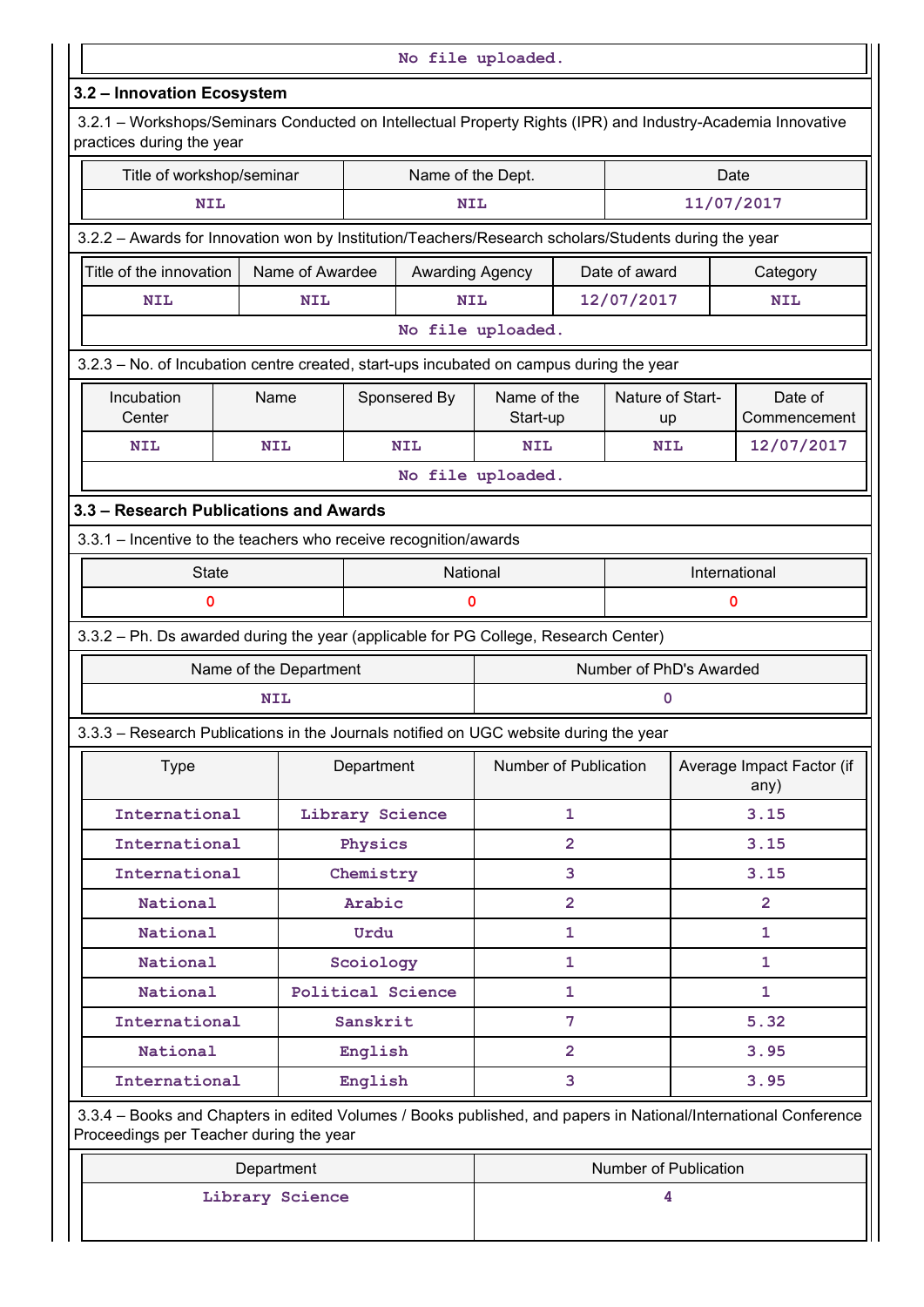No file uploaded.

### 3.2 – Innovation Ecosystem

3.2.1 – Workshops/Seminars Conducted on Intellectual Property Rights (IPR) and Industry-Academia Innovative practices during the year

| Title of workshop/seminar | Name of the Dept. | Date |
|---|---|---|
| NIL | NIL | 11/07/2017 |

3.2.2 – Awards for Innovation won by Institution/Teachers/Research scholars/Students during the year

| Title of the innovation | Name of Awardee | Awarding Agency | Date of award | Category |
|---|---|---|---|---|
| NIL | NIL | NIL | 12/07/2017 | NIL |

No file uploaded.

3.2.3 – No. of Incubation centre created, start-ups incubated on campus during the year

| Incubation Center | Name | Sponsered By | Name of the Start-up | Nature of Start-up | Date of Commencement |
|---|---|---|---|---|---|
| NIL | NIL | NIL | NIL | NIL | 12/07/2017 |

No file uploaded.

### 3.3 – Research Publications and Awards

3.3.1 – Incentive to the teachers who receive recognition/awards

| State | National | International |
|---|---|---|
| 0 | 0 | 0 |

3.3.2 – Ph. Ds awarded during the year (applicable for PG College, Research Center)

| Name of the Department | Number of PhD's Awarded |
|---|---|
| NIL | 0 |

3.3.3 – Research Publications in the Journals notified on UGC website during the year

| Type | Department | Number of Publication | Average Impact Factor (if any) |
|---|---|---|---|
| International | Library Science | 1 | 3.15 |
| International | Physics | 2 | 3.15 |
| International | Chemistry | 3 | 3.15 |
| National | Arabic | 2 | 2 |
| National | Urdu | 1 | 1 |
| National | Scoiology | 1 | 1 |
| National | Political Science | 1 | 1 |
| International | Sanskrit | 7 | 5.32 |
| National | English | 2 | 3.95 |
| International | English | 3 | 3.95 |

3.3.4 – Books and Chapters in edited Volumes / Books published, and papers in National/International Conference Proceedings per Teacher during the year

| Department | Number of Publication |
|---|---|
| Library Science | 4 |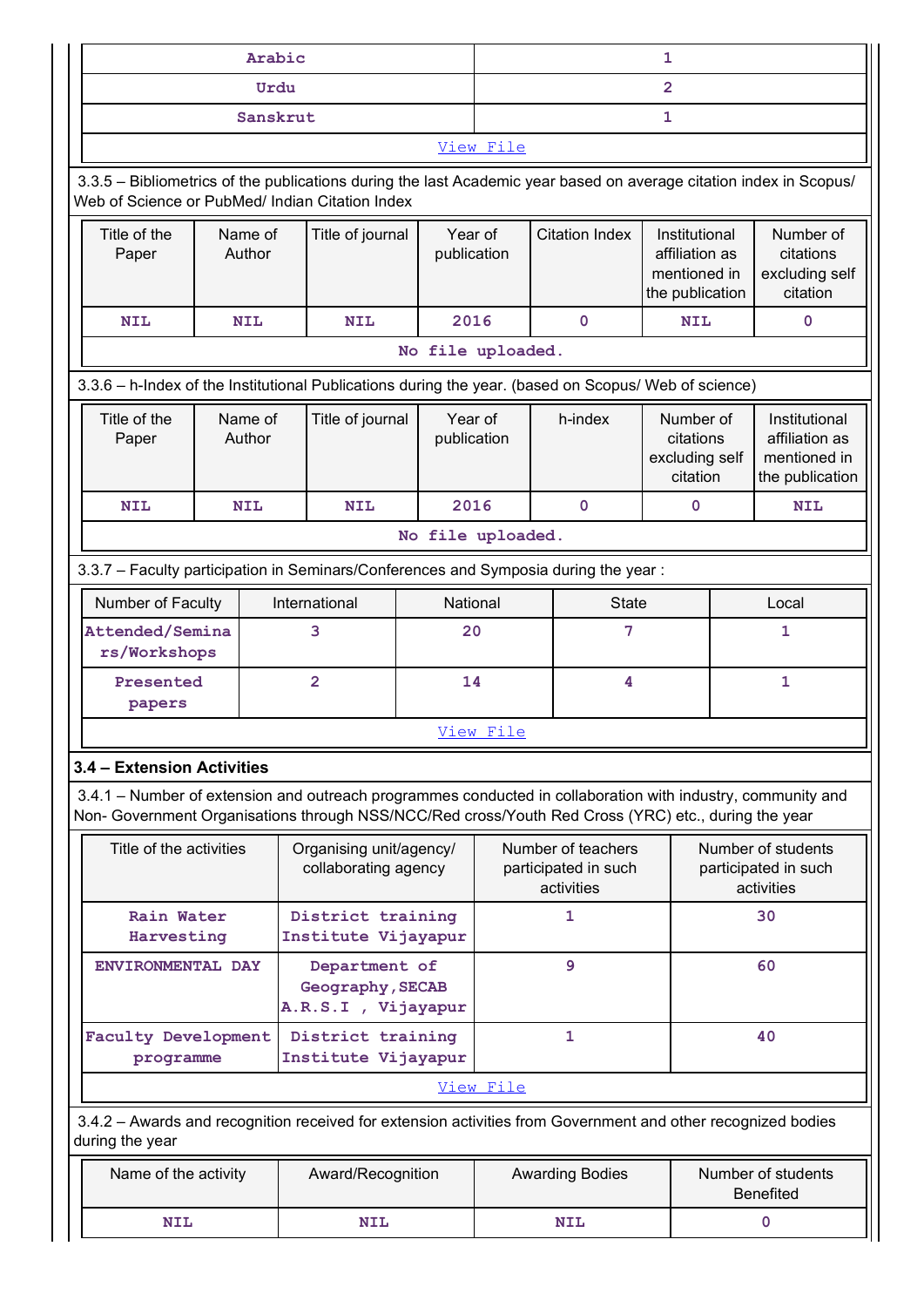| Arabic | 1 |
|---|---|
| Urdu | 2 |
| Sanskrut | 1 |
| View File | |

3.3.5 – Bibliometrics of the publications during the last Academic year based on average citation index in Scopus/ Web of Science or PubMed/ Indian Citation Index

| Title of the Paper | Name of Author | Title of journal | Year of publication | Citation Index | Institutional affiliation as mentioned in the publication | Number of citations excluding self citation |
|---|---|---|---|---|---|---|
| NIL | NIL | NIL | 2016 | 0 | NIL | 0 |
| No file uploaded. | | | | | | |

3.3.6 – h-Index of the Institutional Publications during the year. (based on Scopus/ Web of science)

| Title of the Paper | Name of Author | Title of journal | Year of publication | h-index | Number of citations excluding self citation | Institutional affiliation as mentioned in the publication |
|---|---|---|---|---|---|---|
| NIL | NIL | NIL | 2016 | 0 | 0 | NIL |
| No file uploaded. | | | | | | |

3.3.7 – Faculty participation in Seminars/Conferences and Symposia during the year :

| Number of Faculty | International | National | State | Local |
|---|---|---|---|---|
| Attended/Seminars/Workshops | 3 | 20 | 7 | 1 |
| Presented papers | 2 | 14 | 4 | 1 |
| View File | | | | |

**3.4 – Extension Activities**

3.4.1 – Number of extension and outreach programmes conducted in collaboration with industry, community and Non- Government Organisations through NSS/NCC/Red cross/Youth Red Cross (YRC) etc., during the year

| Title of the activities | Organising unit/agency/ collaborating agency | Number of teachers participated in such activities | Number of students participated in such activities |
|---|---|---|---|
| Rain Water Harvesting | District training Institute Vijayapur | 1 | 30 |
| ENVIRONMENTAL DAY | Department of Geography,SECAB A.R.S.I , Vijayapur | 9 | 60 |
| Faculty Development programme | District training Institute Vijayapur | 1 | 40 |
| View File | | | |

3.4.2 – Awards and recognition received for extension activities from Government and other recognized bodies during the year

| Name of the activity | Award/Recognition | Awarding Bodies | Number of students Benefited |
|---|---|---|---|
| NIL | NIL | NIL | 0 |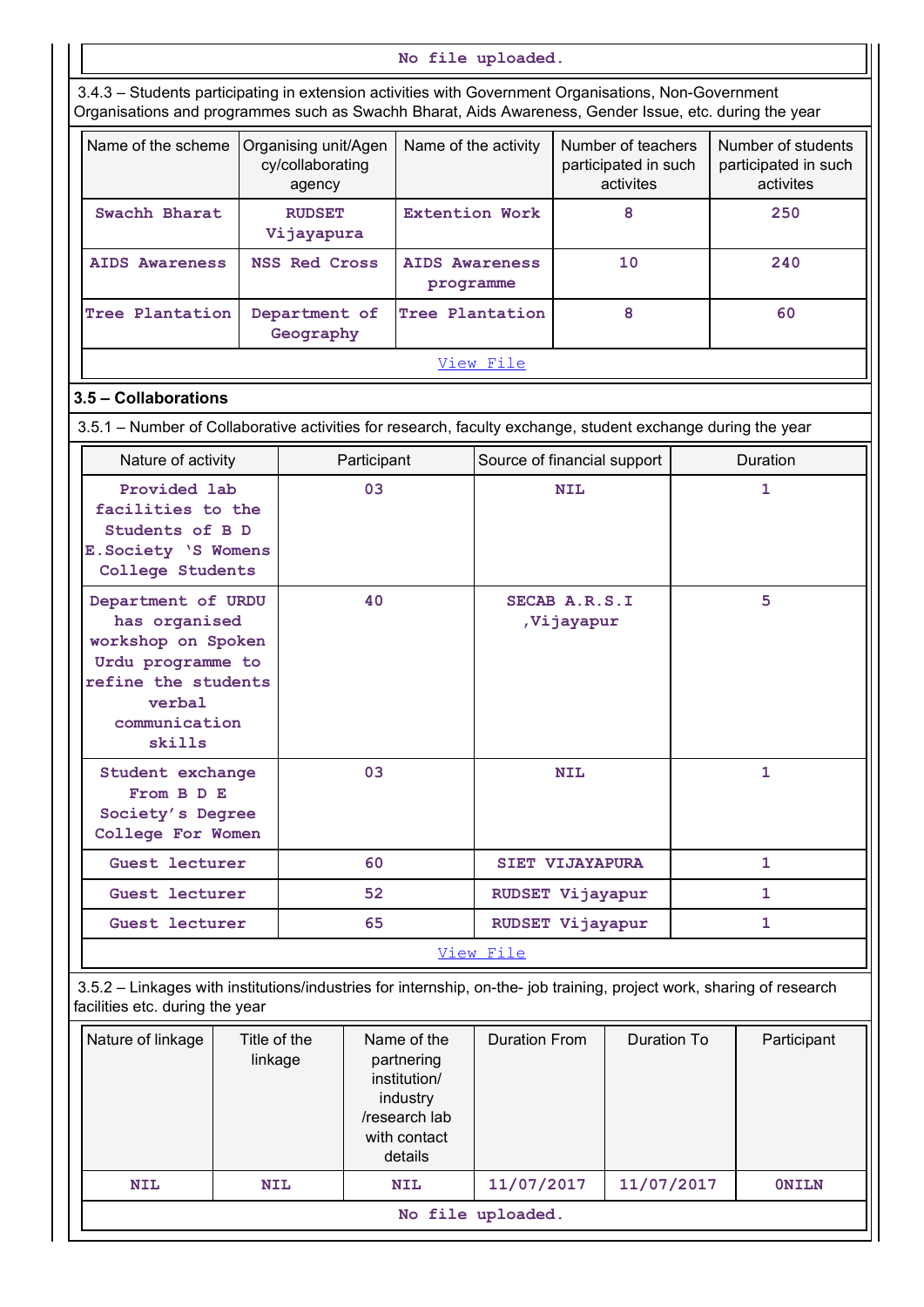No file uploaded.

3.4.3 – Students participating in extension activities with Government Organisations, Non-Government Organisations and programmes such as Swachh Bharat, Aids Awareness, Gender Issue, etc. during the year

| Name of the scheme | Organising unit/Agency/collaborating agency | Name of the activity | Number of teachers participated in such activites | Number of students participated in such activites |
|---|---|---|---|---|
| Swachh Bharat | RUDSET Vijayapura | Extention Work | 8 | 250 |
| AIDS Awareness | NSS Red Cross | AIDS Awareness programme | 10 | 240 |
| Tree Plantation | Department of Geography | Tree Plantation | 8 | 60 |

View File

## 3.5 – Collaborations

3.5.1 – Number of Collaborative activities for research, faculty exchange, student exchange during the year

| Nature of activity | Participant | Source of financial support | Duration |
|---|---|---|---|
| Provided lab facilities to the Students of B D E.Society 'S Womens College Students | 03 | NIL | 1 |
| Department of URDU has organised workshop on Spoken Urdu programme to refine the students verbal communication skills | 40 | SECAB A.R.S.I ,Vijayapur | 5 |
| Student exchange From B D E Society's Degree College For Women | 03 | NIL | 1 |
| Guest lecturer | 60 | SIET VIJAYAPURA | 1 |
| Guest lecturer | 52 | RUDSET Vijayapur | 1 |
| Guest lecturer | 65 | RUDSET Vijayapur | 1 |

View File

3.5.2 – Linkages with institutions/industries for internship, on-the- job training, project work, sharing of research facilities etc. during the year

| Nature of linkage | Title of the linkage | Name of the partnering institution/ industry /research lab with contact details | Duration From | Duration To | Participant |
|---|---|---|---|---|---|
| NIL | NIL | NIL | 11/07/2017 | 11/07/2017 | 0NILN |

No file uploaded.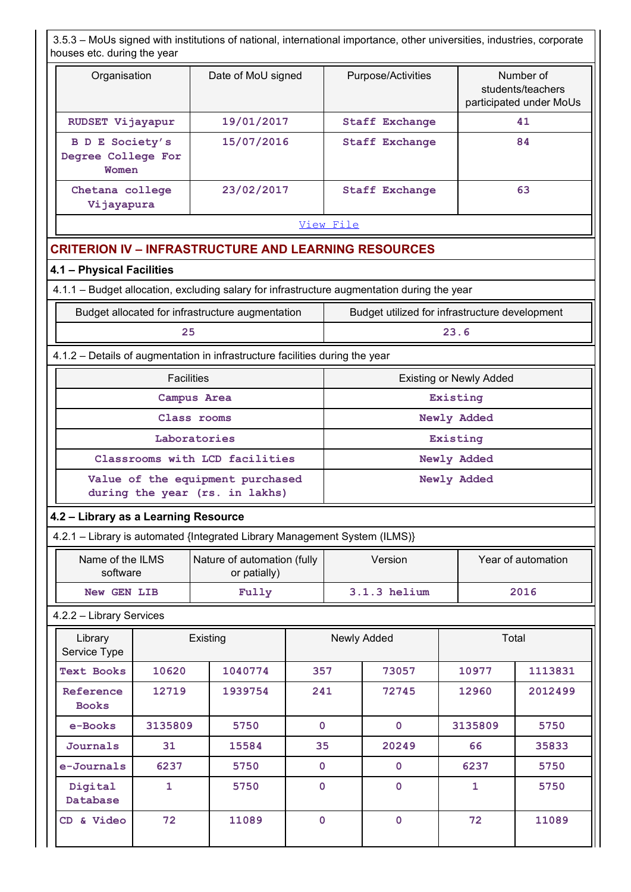3.5.3 – MoUs signed with institutions of national, international importance, other universities, industries, corporate houses etc. during the year

| Organisation | Date of MoU signed | Purpose/Activities | Number of students/teachers participated under MoUs |
|---|---|---|---|
| RUDSET Vijayapur | 19/01/2017 | Staff Exchange | 41 |
| B D E Society's Degree College For Women | 15/07/2016 | Staff Exchange | 84 |
| Chetana college Vijayapura | 23/02/2017 | Staff Exchange | 63 |

View File

## CRITERION IV – INFRASTRUCTURE AND LEARNING RESOURCES

### 4.1 – Physical Facilities

4.1.1 – Budget allocation, excluding salary for infrastructure augmentation during the year

| Budget allocated for infrastructure augmentation | Budget utilized for infrastructure development |
|---|---|
| 25 | 23.6 |

4.1.2 – Details of augmentation in infrastructure facilities during the year

| Facilities | Existing or Newly Added |
|---|---|
| Campus Area | Existing |
| Class rooms | Newly Added |
| Laboratories | Existing |
| Classrooms with LCD facilities | Newly Added |
| Value of the equipment purchased during the year (rs. in lakhs) | Newly Added |

### 4.2 – Library as a Learning Resource

4.2.1 – Library is automated {Integrated Library Management System (ILMS)}

| Name of the ILMS software | Nature of automation (fully or patially) | Version | Year of automation |
|---|---|---|---|
| New GEN LIB | Fully | 3.1.3 helium | 2016 |

4.2.2 – Library Services

| Library Service Type | Existing | | Newly Added | | Total | |
|---|---|---|---|---|---|---|
| Text Books | 10620 | 1040774 | 357 | 73057 | 10977 | 1113831 |
| Reference Books | 12719 | 1939754 | 241 | 72745 | 12960 | 2012499 |
| e-Books | 3135809 | 5750 | 0 | 0 | 3135809 | 5750 |
| Journals | 31 | 15584 | 35 | 20249 | 66 | 35833 |
| e-Journals | 6237 | 5750 | 0 | 0 | 6237 | 5750 |
| Digital Database | 1 | 5750 | 0 | 0 | 1 | 5750 |
| CD & Video | 72 | 11089 | 0 | 0 | 72 | 11089 |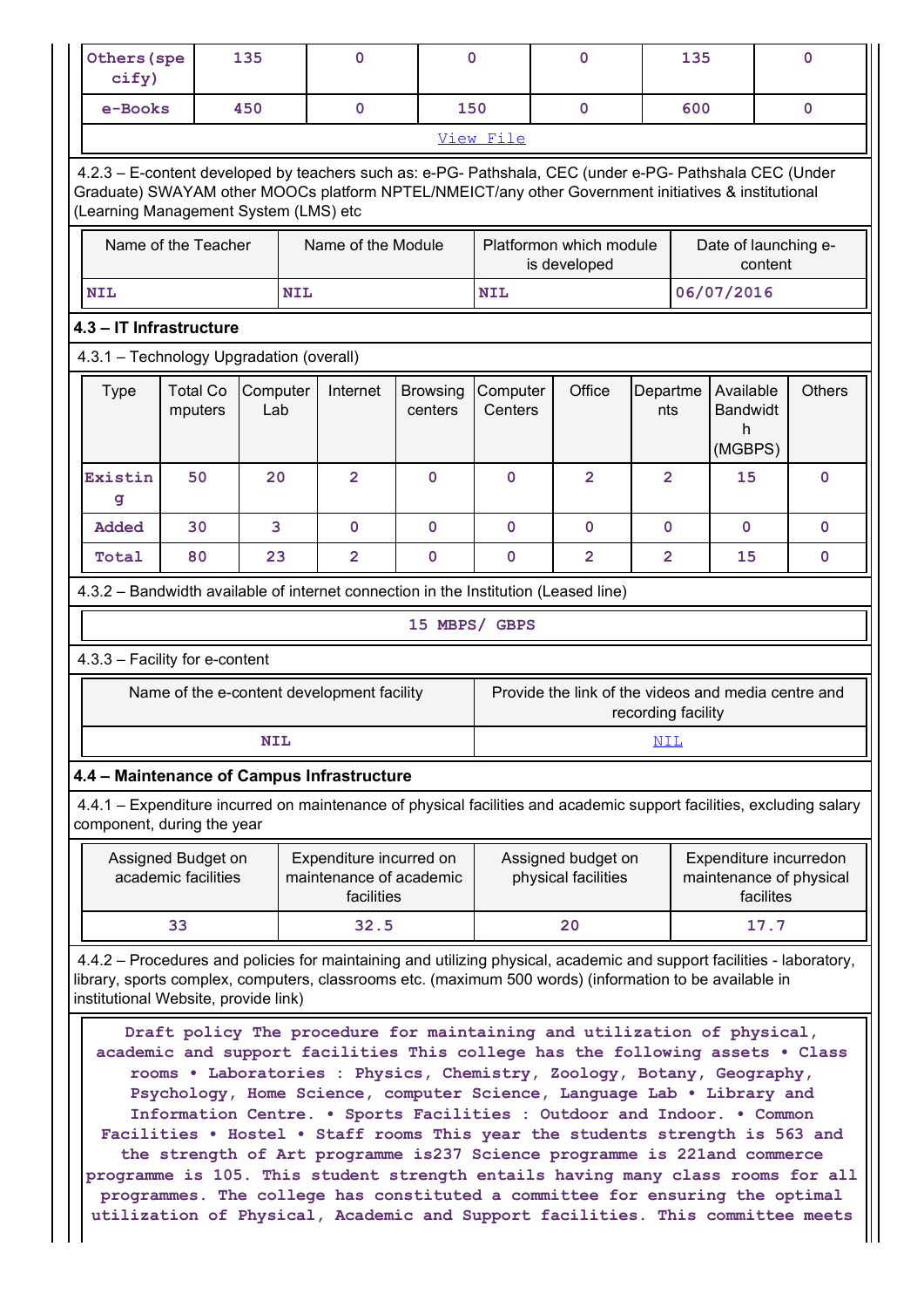| Others(specify) | 135 | 0 | 0 | 0 | 135 | 0 |
|---|---|---|---|---|---|---|
| e-Books | 450 | 0 | 150 | 0 | 600 | 0 |
| View File | | | | | | |

4.2.3 – E-content developed by teachers such as: e-PG- Pathshala, CEC (under e-PG- Pathshala CEC (Under Graduate) SWAYAM other MOOCs platform NPTEL/NMEICT/any other Government initiatives & institutional (Learning Management System (LMS) etc

| Name of the Teacher | Name of the Module | Platformon which module is developed | Date of launching e- content |
|---|---|---|---|
| NIL | NIL | NIL | 06/07/2016 |

**4.3 – IT Infrastructure**

4.3.1 – Technology Upgradation (overall)

| Type | Total Computers | Computer Lab | Internet | Browsing centers | Computer Centers | Office | Departments | Available Bandwidth (MGBPS) | Others |
|---|---|---|---|---|---|---|---|---|---|
| Existing | 50 | 20 | 2 | 0 | 0 | 2 | 2 | 15 | 0 |
| Added | 30 | 3 | 0 | 0 | 0 | 0 | 0 | 0 | 0 |
| Total | 80 | 23 | 2 | 0 | 0 | 2 | 2 | 15 | 0 |

4.3.2 – Bandwidth available of internet connection in the Institution (Leased line)

15 MBPS/ GBPS

4.3.3 – Facility for e-content

| Name of the e-content development facility | Provide the link of the videos and media centre and recording facility |
|---|---|
| NIL | NIL |

**4.4 – Maintenance of Campus Infrastructure**

4.4.1 – Expenditure incurred on maintenance of physical facilities and academic support facilities, excluding salary component, during the year

| Assigned Budget on academic facilities | Expenditure incurred on maintenance of academic facilities | Assigned budget on physical facilities | Expenditure incurredon maintenance of physical facilites |
|---|---|---|---|
| 33 | 32.5 | 20 | 17.7 |

4.4.2 – Procedures and policies for maintaining and utilizing physical, academic and support facilities - laboratory, library, sports complex, computers, classrooms etc. (maximum 500 words) (information to be available in institutional Website, provide link)

Draft policy The procedure for maintaining and utilization of physical, academic and support facilities This college has the following assets • Class rooms • Laboratories : Physics, Chemistry, Zoology, Botany, Geography, Psychology, Home Science, computer Science, Language Lab • Library and Information Centre. • Sports Facilities : Outdoor and Indoor. • Common Facilities • Hostel • Staff rooms This year the students strength is 563 and the strength of Art programme is237 Science programme is 221and commerce programme is 105. This student strength entails having many class rooms for all programmes. The college has constituted a committee for ensuring the optimal utilization of Physical, Academic and Support facilities. This committee meets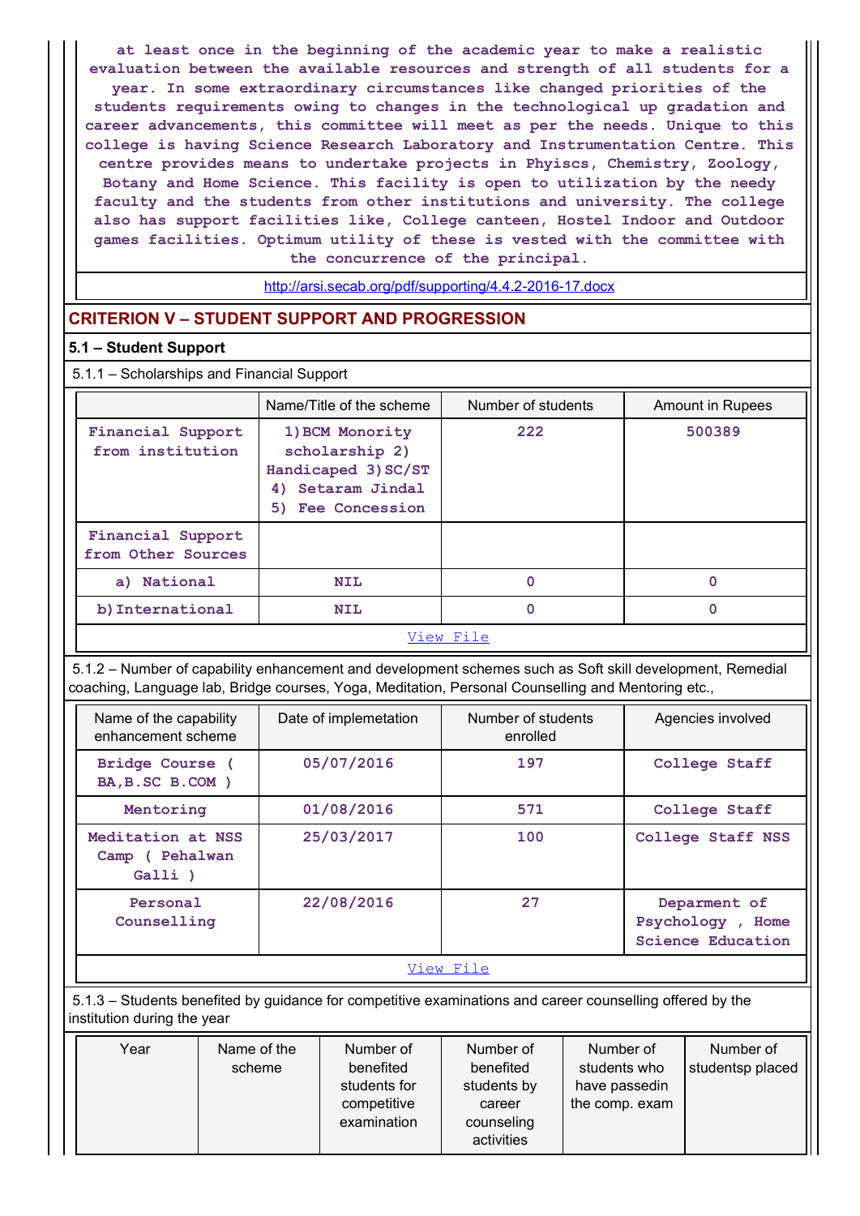at least once in the beginning of the academic year to make a realistic evaluation between the available resources and strength of all students for a year. In some extraordinary circumstances like changed priorities of the students requirements owing to changes in the technological up gradation and career advancements, this committee will meet as per the needs. Unique to this college is having Science Research Laboratory and Instrumentation Centre. This centre provides means to undertake projects in Phyiscs, Chemistry, Zoology, Botany and Home Science. This facility is open to utilization by the needy faculty and the students from other institutions and university. The college also has support facilities like, College canteen, Hostel Indoor and Outdoor games facilities. Optimum utility of these is vested with the committee with the concurrence of the principal.

http://arsi.secab.org/pdf/supporting/4.4.2-2016-17.docx

## CRITERION V – STUDENT SUPPORT AND PROGRESSION

### 5.1 – Student Support

5.1.1 – Scholarships and Financial Support

| | Name/Title of the scheme | Number of students | Amount in Rupees |
|---|---|---|---|
| Financial Support from institution | 1) BCM Monority scholarship 2) Handicaped 3) SC/ST 4) Setaram Jindal 5) Fee Concession | 222 | 500389 |
| Financial Support from Other Sources | | | |
| a) National | NIL | 0 | 0 |
| b) International | NIL | 0 | 0 |

View File

5.1.2 – Number of capability enhancement and development schemes such as Soft skill development, Remedial coaching, Language lab, Bridge courses, Yoga, Meditation, Personal Counselling and Mentoring etc.,

| Name of the capability enhancement scheme | Date of implemetation | Number of students enrolled | Agencies involved |
|---|---|---|---|
| Bridge Course ( BA,B.SC B.COM ) | 05/07/2016 | 197 | College Staff |
| Mentoring | 01/08/2016 | 571 | College Staff |
| Meditation at NSS Camp ( Pehalwan Galli ) | 25/03/2017 | 100 | College Staff NSS |
| Personal Counselling | 22/08/2016 | 27 | Deparment of Psychology , Home Science Education |

View File

5.1.3 – Students benefited by guidance for competitive examinations and career counselling offered by the institution during the year

| Year | Name of the scheme | Number of benefited students for competitive examination | Number of benefited students by career counseling activities | Number of students who have passedin the comp. exam | Number of studentsp placed |
|---|---|---|---|---|---|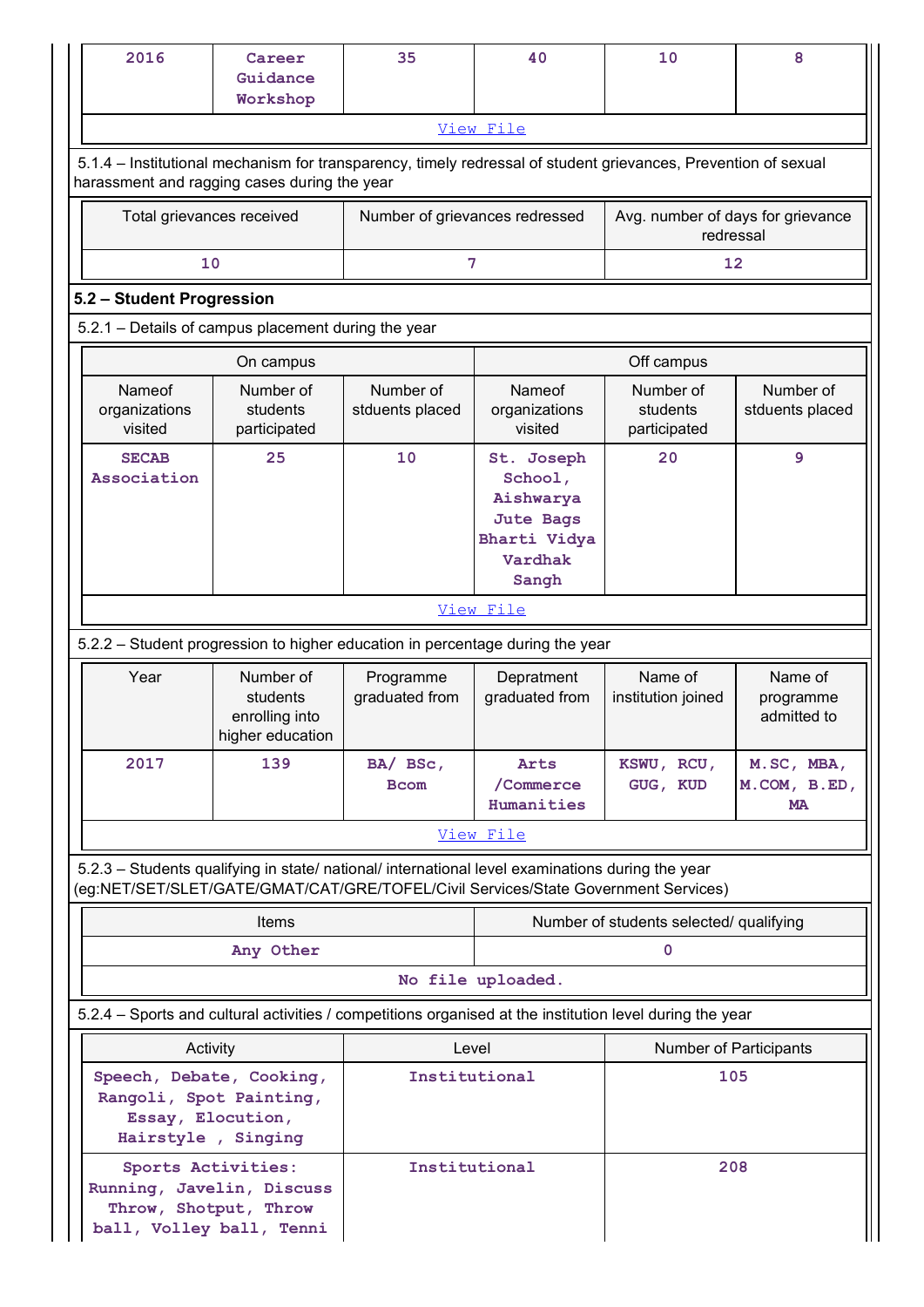| 2016 | Career Guidance Workshop | 35 | 40 | 10 | 8 |
|---|---|---|---|---|---|
| View File | | | | | |

5.1.4 – Institutional mechanism for transparency, timely redressal of student grievances, Prevention of sexual harassment and ragging cases during the year

| Total grievances received | Number of grievances redressed | Avg. number of days for grievance redressal |
|---|---|---|
| 10 | 7 | 12 |

**5.2 – Student Progression**

5.2.1 – Details of campus placement during the year

| On campus | | | Off campus | | |
|---|---|---|---|---|---|
| Nameof organizations visited | Number of students participated | Number of stduents placed | Nameof organizations visited | Number of students participated | Number of stduents placed |
| SECAB Association | 25 | 10 | St. Joseph School, Aishwarya Jute Bags Bharti Vidya Vardhak Sangh | 20 | 9 |
| View File | | | | | |

5.2.2 – Student progression to higher education in percentage during the year

| Year | Number of students enrolling into higher education | Programme graduated from | Depratment graduated from | Name of institution joined | Name of programme admitted to |
|---|---|---|---|---|---|
| 2017 | 139 | BA/ BSc, Bcom | Arts /Commerce Humanities | KSWU, RCU, GUG, KUD | M.SC, MBA, M.COM, B.ED, MA |
| View File | | | | | |

5.2.3 – Students qualifying in state/ national/ international level examinations during the year (eg:NET/SET/SLET/GATE/GMAT/CAT/GRE/TOFEL/Civil Services/State Government Services)

| Items | Number of students selected/ qualifying |
|---|---|
| Any Other | 0 |
| No file uploaded. | |

5.2.4 – Sports and cultural activities / competitions organised at the institution level during the year

| Activity | Level | Number of Participants |
|---|---|---|
| Speech, Debate, Cooking, Rangoli, Spot Painting, Essay, Elocution, Hairstyle , Singing | Institutional | 105 |
| Sports Activities: Running, Javelin, Discuss Throw, Shotput, Throw ball, Volley ball, Tenni | Institutional | 208 |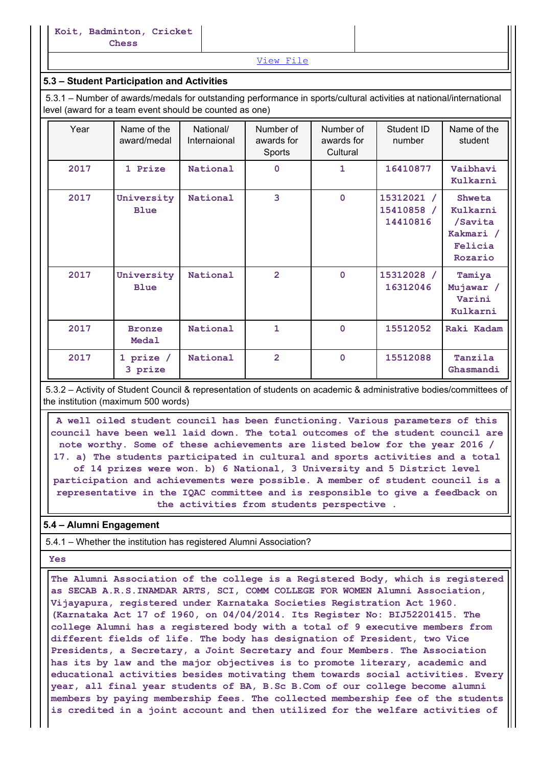| Koit, Badminton, Cricket Chess | | |
|---|---|---|

View File

### 5.3 – Student Participation and Activities

5.3.1 – Number of awards/medals for outstanding performance in sports/cultural activities at national/international level (award for a team event should be counted as one)

| Year | Name of the award/medal | National/ Internaional | Number of awards for Sports | Number of awards for Cultural | Student ID number | Name of the student |
|---|---|---|---|---|---|---|
| 2017 | 1 Prize | National | 0 | 1 | 16410877 | Vaibhavi Kulkarni |
| 2017 | University Blue | National | 3 | 0 | 15312021 / 15410858 / 14410816 | Shweta Kulkarni /Savita Kakmari / Felicia Rozario |
| 2017 | University Blue | National | 2 | 0 | 15312028 / 16312046 | Tamiya Mujawar / Varini Kulkarni |
| 2017 | Bronze Medal | National | 1 | 0 | 15512052 | Raki Kadam |
| 2017 | 1 prize / 3 prize | National | 2 | 0 | 15512088 | Tanzila Ghasmandi |

5.3.2 – Activity of Student Council & representation of students on academic & administrative bodies/committees of the institution (maximum 500 words)

A well oiled student council has been functioning. Various parameters of this council have been well laid down. The total outcomes of the student council are note worthy. Some of these achievements are listed below for the year 2016 / 17. a) The students participated in cultural and sports activities and a total of 14 prizes were won. b) 6 National, 3 University and 5 District level participation and achievements were possible. A member of student council is a representative in the IQAC committee and is responsible to give a feedback on the activities from students perspective .

### 5.4 – Alumni Engagement

5.4.1 – Whether the institution has registered Alumni Association?

Yes

The Alumni Association of the college is a Registered Body, which is registered as SECAB A.R.S.INAMDAR ARTS, SCI, COMM COLLEGE FOR WOMEN Alumni Association, Vijayapura, registered under Karnataka Societies Registration Act 1960. (Karnataka Act 17 of 1960, on 04/04/2014. Its Register No: BIJ52201415. The college Alumni has a registered body with a total of 9 executive members from different fields of life. The body has designation of President, two Vice Presidents, a Secretary, a Joint Secretary and four Members. The Association has its by law and the major objectives is to promote literary, academic and educational activities besides motivating them towards social activities. Every year, all final year students of BA, B.Sc B.Com of our college become alumni members by paying membership fees. The collected membership fee of the students is credited in a joint account and then utilized for the welfare activities of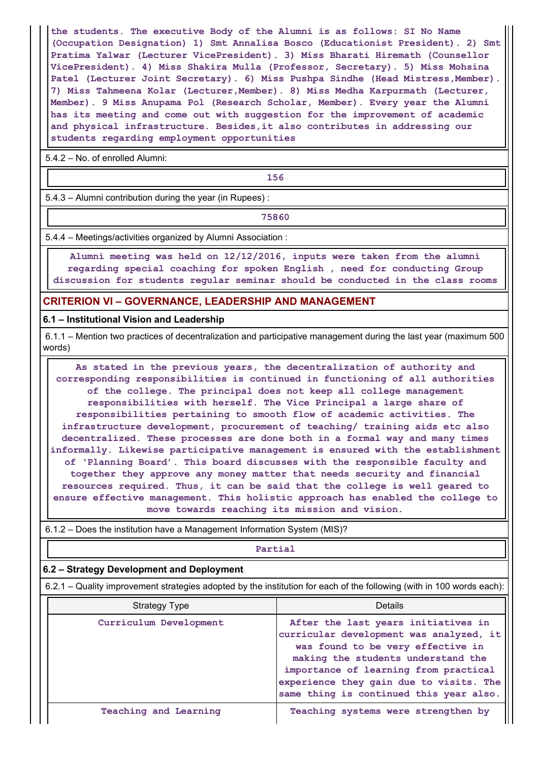the students. The executive Body of the Alumni is as follows: SI No Name (Occupation Designation) 1) Smt Annalisa Bosco (Educationist President). 2) Smt Pratima Yalwar (Lecturer VicePresident). 3) Miss Bharati Hiremath (Counsellor VicePresident). 4) Miss Shakira Mulla (Professor, Secretary). 5) Miss Mohsina Patel (Lecturer Joint Secretary). 6) Miss Pushpa Sindhe (Head Mistress,Member). 7) Miss Tahmeena Kolar (Lecturer,Member). 8) Miss Medha Karpurmath (Lecturer, Member). 9 Miss Anupama Pol (Research Scholar, Member). Every year the Alumni has its meeting and come out with suggestion for the improvement of academic and physical infrastructure. Besides,it also contributes in addressing our students regarding employment opportunities

5.4.2 – No. of enrolled Alumni:

156

5.4.3 – Alumni contribution during the year (in Rupees) :

75860

5.4.4 – Meetings/activities organized by Alumni Association :

Alumni meeting was held on 12/12/2016, inputs were taken from the alumni regarding special coaching for spoken English , need for conducting Group discussion for students regular seminar should be conducted in the class rooms

## CRITERION VI – GOVERNANCE, LEADERSHIP AND MANAGEMENT

### 6.1 – Institutional Vision and Leadership

6.1.1 – Mention two practices of decentralization and participative management during the last year (maximum 500 words)

As stated in the previous years, the decentralization of authority and corresponding responsibilities is continued in functioning of all authorities of the college. The principal does not keep all college management responsibilities with herself. The Vice Principal a large share of responsibilities pertaining to smooth flow of academic activities. The infrastructure development, procurement of teaching/ training aids etc also decentralized. These processes are done both in a formal way and many times informally. Likewise participative management is ensured with the establishment of 'Planning Board'. This board discusses with the responsible faculty and together they approve any money matter that needs security and financial resources required. Thus, it can be said that the college is well geared to ensure effective management. This holistic approach has enabled the college to move towards reaching its mission and vision.

6.1.2 – Does the institution have a Management Information System (MIS)?

Partial

### 6.2 – Strategy Development and Deployment

6.2.1 – Quality improvement strategies adopted by the institution for each of the following (with in 100 words each):

| Strategy Type | Details |
|---|---|
| Curriculum Development | After the last years initiatives in curricular development was analyzed, it was found to be very effective in making the students understand the importance of learning from practical experience they gain due to visits. The same thing is continued this year also. |
| Teaching and Learning | Teaching systems were strengthen by |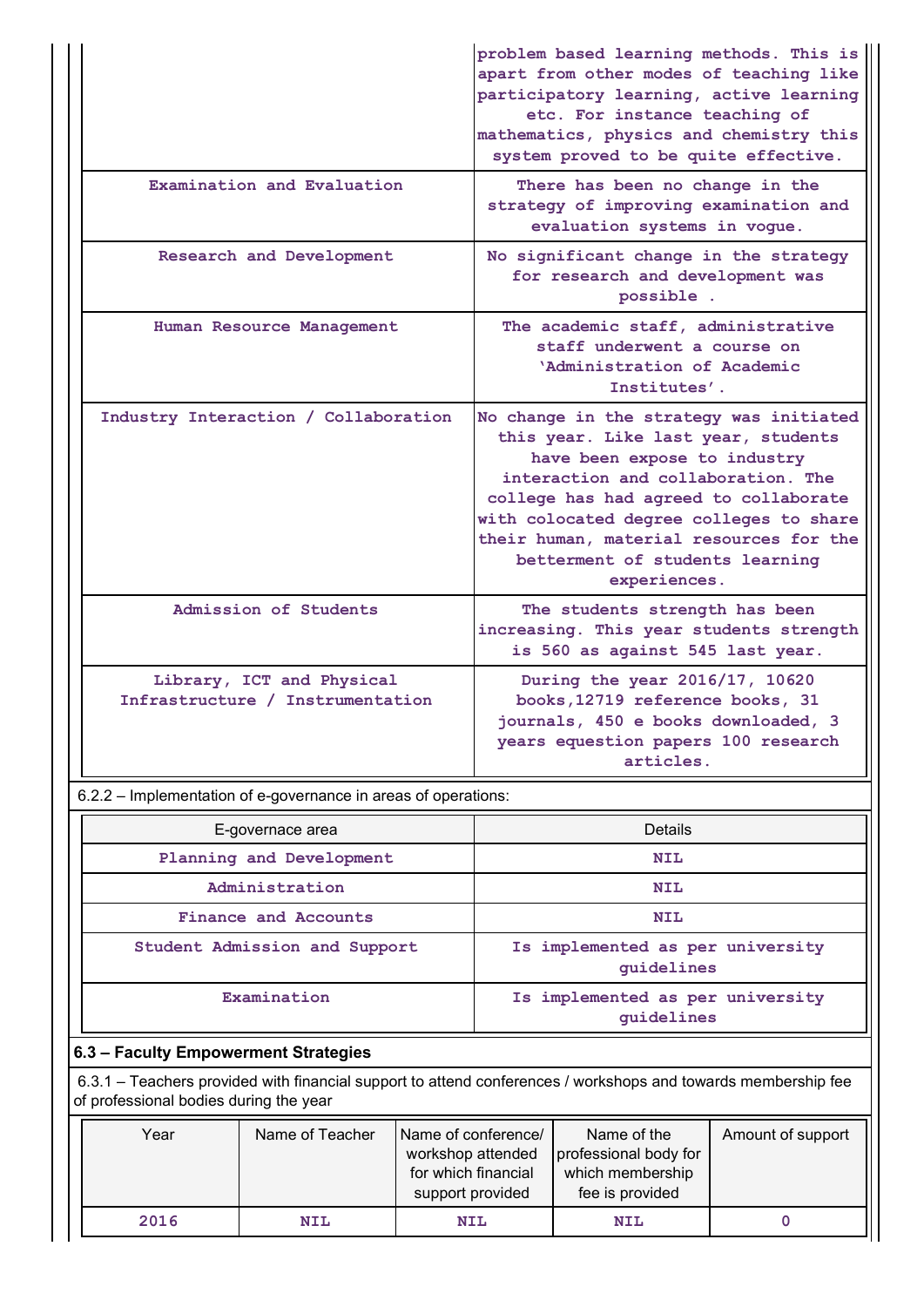| | |
|---|---|
| | problem based learning methods. This is apart from other modes of teaching like participatory learning, active learning etc. For instance teaching of mathematics, physics and chemistry this system proved to be quite effective. |
| Examination and Evaluation | There has been no change in the strategy of improving examination and evaluation systems in vogue. |
| Research and Development | No significant change in the strategy for research and development was possible . |
| Human Resource Management | The academic staff, administrative staff underwent a course on 'Administration of Academic Institutes'. |
| Industry Interaction / Collaboration | No change in the strategy was initiated this year. Like last year, students have been expose to industry interaction and collaboration. The college has had agreed to collaborate with colocated degree colleges to share their human, material resources for the betterment of students learning experiences. |
| Admission of Students | The students strength has been increasing. This year students strength is 560 as against 545 last year. |
| Library, ICT and Physical Infrastructure / Instrumentation | During the year 2016/17, 10620 books,12719 reference books, 31 journals, 450 e books downloaded, 3 years equestion papers 100 research articles. |

6.2.2 – Implementation of e-governance in areas of operations:

| E-governace area | Details |
|---|---|
| Planning and Development | NIL |
| Administration | NIL |
| Finance and Accounts | NIL |
| Student Admission and Support | Is implemented as per university guidelines |
| Examination | Is implemented as per university guidelines |

**6.3 – Faculty Empowerment Strategies**

6.3.1 – Teachers provided with financial support to attend conferences / workshops and towards membership fee of professional bodies during the year

| Year | Name of Teacher | Name of conference/ workshop attended for which financial support provided | Name of the professional body for which membership fee is provided | Amount of support |
|---|---|---|---|---|
| 2016 | NIL | NIL | NIL | 0 |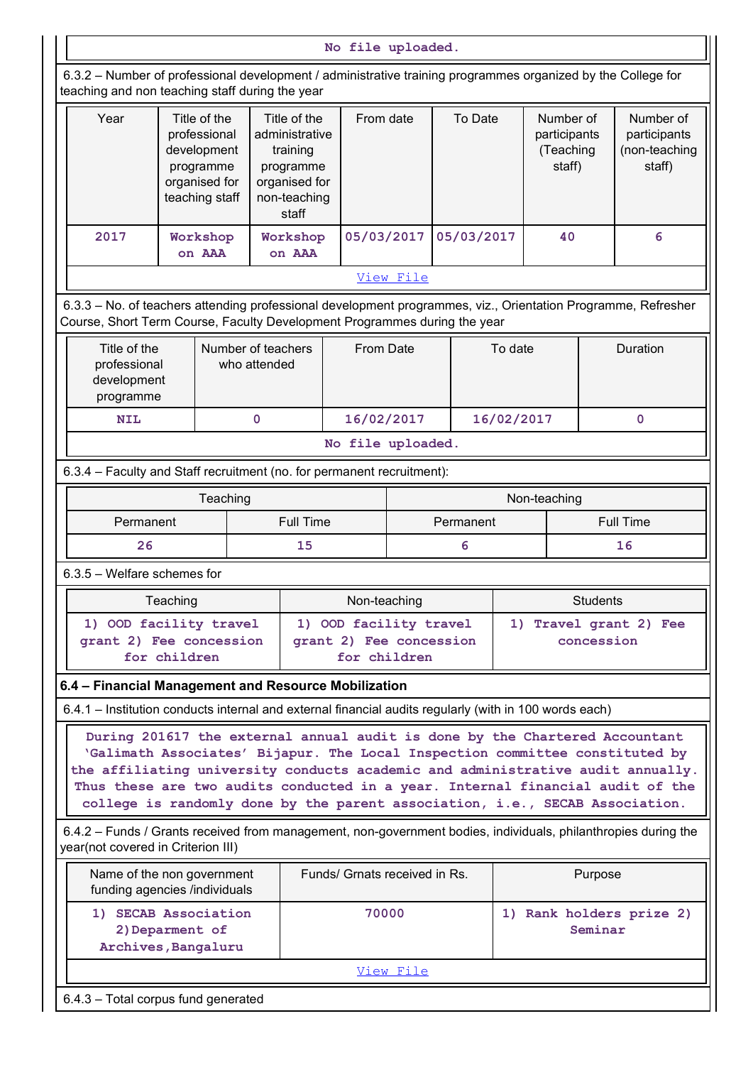No file uploaded.

6.3.2 – Number of professional development / administrative training programmes organized by the College for teaching and non teaching staff during the year

| Year | Title of the professional development programme organised for teaching staff | Title of the administrative training programme organised for non-teaching staff | From date | To Date | Number of participants (Teaching staff) | Number of participants (non-teaching staff) |
|---|---|---|---|---|---|---|
| 2017 | Workshop on AAA | Workshop on AAA | 05/03/2017 | 05/03/2017 | 40 | 6 |

View File

6.3.3 – No. of teachers attending professional development programmes, viz., Orientation Programme, Refresher Course, Short Term Course, Faculty Development Programmes during the year

| Title of the professional development programme | Number of teachers who attended | From Date | To date | Duration |
|---|---|---|---|---|
| NIL | 0 | 16/02/2017 | 16/02/2017 | 0 |

No file uploaded.

6.3.4 – Faculty and Staff recruitment (no. for permanent recruitment):

| Teaching | | Non-teaching | |
|---|---|---|---|
| Permanent | Full Time | Permanent | Full Time |
| 26 | 15 | 6 | 16 |

6.3.5 – Welfare schemes for

| Teaching | Non-teaching | Students |
|---|---|---|
| 1) OOD facility travel grant 2) Fee concession for children | 1) OOD facility travel grant 2) Fee concession for children | 1) Travel grant 2) Fee concession |

**6.4 – Financial Management and Resource Mobilization**

6.4.1 – Institution conducts internal and external financial audits regularly (with in 100 words each)

During 201617 the external annual audit is done by the Chartered Accountant 'Galimath Associates' Bijapur. The Local Inspection committee constituted by the affiliating university conducts academic and administrative audit annually. Thus these are two audits conducted in a year. Internal financial audit of the college is randomly done by the parent association, i.e., SECAB Association.

6.4.2 – Funds / Grants received from management, non-government bodies, individuals, philanthropies during the year(not covered in Criterion III)

| Name of the non government funding agencies /individuals | Funds/ Grnats received in Rs. | Purpose |
|---|---|---|
| 1) SECAB Association 2)Deparment of Archives,Bangaluru | 70000 | 1) Rank holders prize 2) Seminar |

View File

6.4.3 – Total corpus fund generated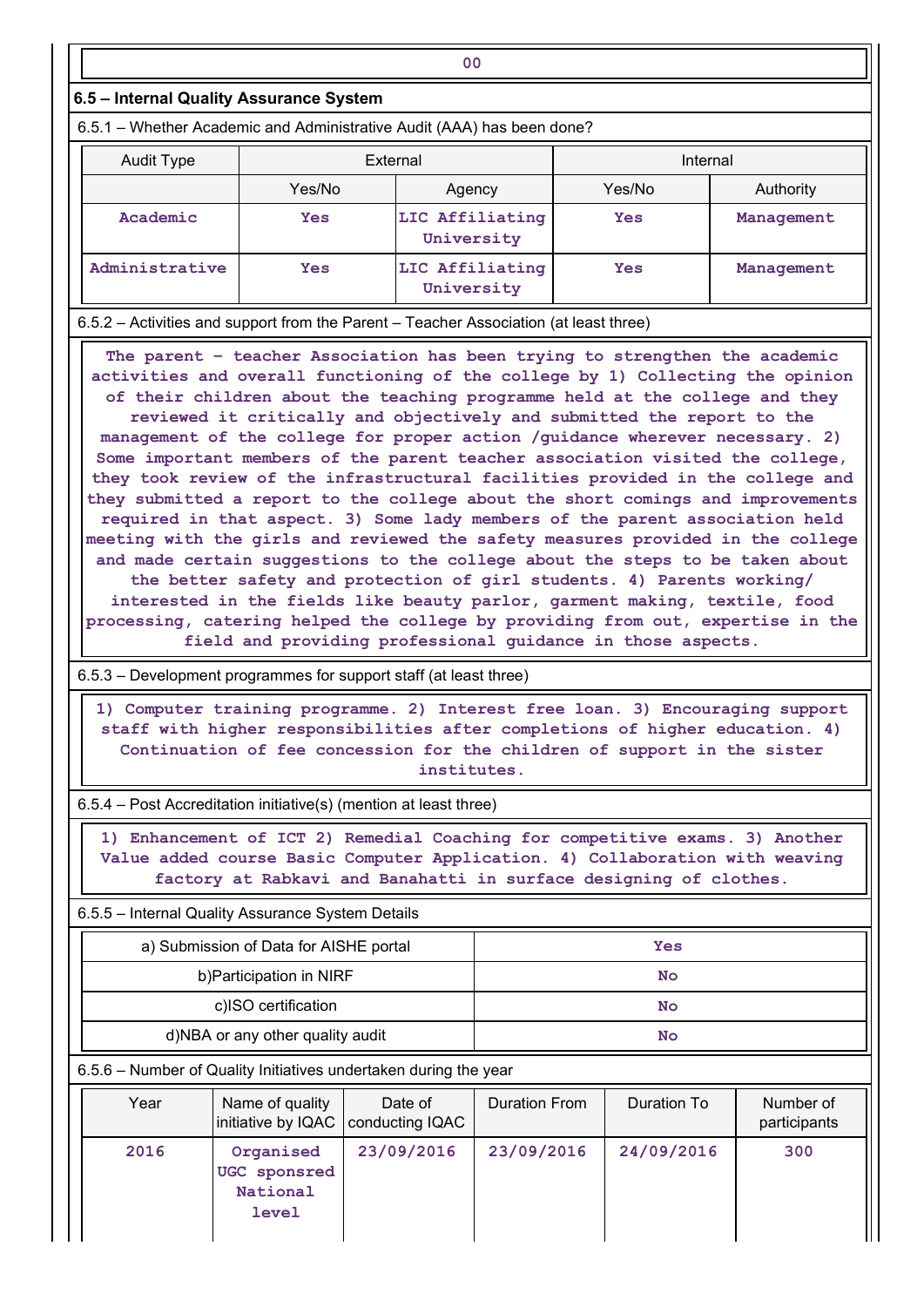| 00 |
|---|

## 6.5 – Internal Quality Assurance System

6.5.1 – Whether Academic and Administrative Audit (AAA) has been done?

| Audit Type | External | | Internal | |
|---|---|---|---|---|
| | Yes/No | Agency | Yes/No | Authority |
| Academic | Yes | LIC Affiliating University | Yes | Management |
| Administrative | Yes | LIC Affiliating University | Yes | Management |

6.5.2 – Activities and support from the Parent – Teacher Association (at least three)

The parent – teacher Association has been trying to strengthen the academic activities and overall functioning of the college by 1) Collecting the opinion of their children about the teaching programme held at the college and they reviewed it critically and objectively and submitted the report to the management of the college for proper action /guidance wherever necessary. 2) Some important members of the parent teacher association visited the college, they took review of the infrastructural facilities provided in the college and they submitted a report to the college about the short comings and improvements required in that aspect. 3) Some lady members of the parent association held meeting with the girls and reviewed the safety measures provided in the college and made certain suggestions to the college about the steps to be taken about the better safety and protection of girl students. 4) Parents working/ interested in the fields like beauty parlor, garment making, textile, food processing, catering helped the college by providing from out, expertise in the field and providing professional guidance in those aspects.

6.5.3 – Development programmes for support staff (at least three)

1) Computer training programme. 2) Interest free loan. 3) Encouraging support staff with higher responsibilities after completions of higher education. 4) Continuation of fee concession for the children of support in the sister institutes.

6.5.4 – Post Accreditation initiative(s) (mention at least three)

1) Enhancement of ICT 2) Remedial Coaching for competitive exams. 3) Another Value added course Basic Computer Application. 4) Collaboration with weaving factory at Rabkavi and Banahatti in surface designing of clothes.

6.5.5 – Internal Quality Assurance System Details

| | |
|---|---|
| a) Submission of Data for AISHE portal | Yes |
| b)Participation in NIRF | No |
| c)ISO certification | No |
| d)NBA or any other quality audit | No |

6.5.6 – Number of Quality Initiatives undertaken during the year

| Year | Name of quality initiative by IQAC | Date of conducting IQAC | Duration From | Duration To | Number of participants |
|---|---|---|---|---|---|
| 2016 | Organised UGC sponsred National level | 23/09/2016 | 23/09/2016 | 24/09/2016 | 300 |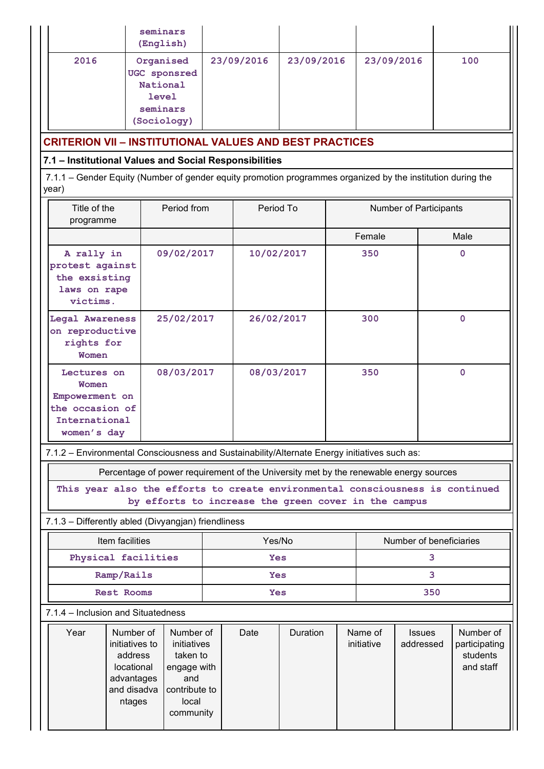| | seminars (English) | | | | |
|---|---|---|---|---|---|
| 2016 | Organised UGC sponsred National level seminars (Sociology) | 23/09/2016 | 23/09/2016 | 23/09/2016 | 100 |

## CRITERION VII – INSTITUTIONAL VALUES AND BEST PRACTICES

### 7.1 – Institutional Values and Social Responsibilities

7.1.1 – Gender Equity (Number of gender equity promotion programmes organized by the institution during the year)

| Title of the programme | Period from | Period To | Number of Participants | |
|---|---|---|---|---|
| | | | Female | Male |
| A rally in protest against the exsisting laws on rape victims. | 09/02/2017 | 10/02/2017 | 350 | 0 |
| Legal Awareness on reproductive rights for Women | 25/02/2017 | 26/02/2017 | 300 | 0 |
| Lectures on Women Empowerment on the occasion of International women's day | 08/03/2017 | 08/03/2017 | 350 | 0 |

7.1.2 – Environmental Consciousness and Sustainability/Alternate Energy initiatives such as:

| Percentage of power requirement of the University met by the renewable energy sources |
|---|
| This year also the efforts to create environmental consciousness is continued by efforts to increase the green cover in the campus |

7.1.3 – Differently abled (Divyangjan) friendliness

| Item facilities | Yes/No | Number of beneficiaries |
|---|---|---|
| Physical facilities | Yes | 3 |
| Ramp/Rails | Yes | 3 |
| Rest Rooms | Yes | 350 |

7.1.4 – Inclusion and Situatedness

| Year | Number of initiatives to address locational advantages and disadvantages | Number of initiatives taken to engage with and contribute to local community | Date | Duration | Name of initiative | Issues addressed | Number of participating students and staff |
|---|---|---|---|---|---|---|---|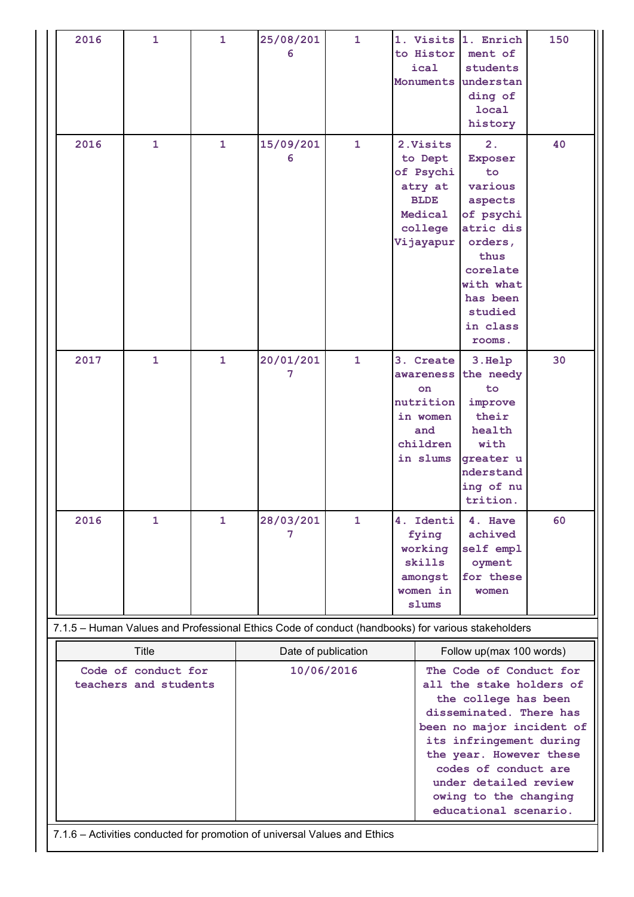| | | | | | | | |
|---|---|---|---|---|---|---|---|
| 2016 | 1 | 1 | 25/08/2016 | 1 | 1. Visits to Historical Monuments | 1. Enrichment of students understanding of local history | 150 |
| 2016 | 1 | 1 | 15/09/2016 | 1 | 2.Visits to Dept of Psychiatry at BLDE Medical college Vijayapur | 2. Exposer to various aspects of psychiatric disorders, thus corelate with what has been studied in class rooms. | 40 |
| 2017 | 1 | 1 | 20/01/2017 | 1 | 3. Create awareness on nutrition in women and children in slums | 3.Help the needy to improve their health with greater understanding of nutrition. | 30 |
| 2016 | 1 | 1 | 28/03/2017 | 1 | 4. Identifying working skills amongst women in slums | 4. Have achived self employment for these women | 60 |

7.1.5 – Human Values and Professional Ethics Code of conduct (handbooks) for various stakeholders

| Title | Date of publication | Follow up(max 100 words) |
|---|---|---|
| Code of conduct for teachers and students | 10/06/2016 | The Code of Conduct for all the stake holders of the college has been disseminated. There has been no major incident of its infringement during the year. However these codes of conduct are under detailed review owing to the changing educational scenario. |

7.1.6 – Activities conducted for promotion of universal Values and Ethics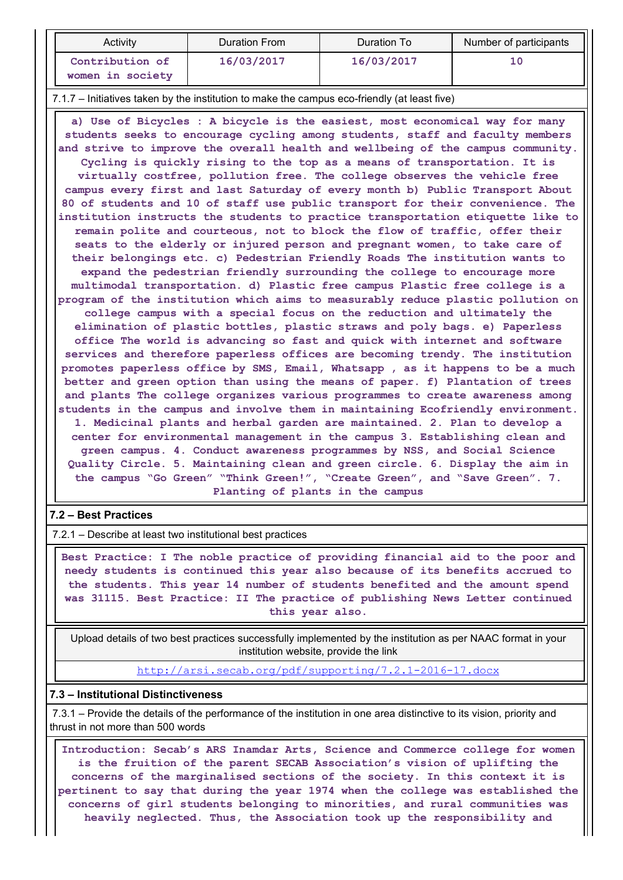| Activity | Duration From | Duration To | Number of participants |
|---|---|---|---|
| Contribution of women in society | 16/03/2017 | 16/03/2017 | 10 |

7.1.7 – Initiatives taken by the institution to make the campus eco-friendly (at least five)

a) Use of Bicycles : A bicycle is the easiest, most economical way for many students seeks to encourage cycling among students, staff and faculty members and strive to improve the overall health and wellbeing of the campus community. Cycling is quickly rising to the top as a means of transportation. It is virtually costfree, pollution free. The college observes the vehicle free campus every first and last Saturday of every month b) Public Transport About 80 of students and 10 of staff use public transport for their convenience. The institution instructs the students to practice transportation etiquette like to remain polite and courteous, not to block the flow of traffic, offer their seats to the elderly or injured person and pregnant women, to take care of their belongings etc. c) Pedestrian Friendly Roads The institution wants to expand the pedestrian friendly surrounding the college to encourage more multimodal transportation. d) Plastic free campus Plastic free college is a program of the institution which aims to measurably reduce plastic pollution on college campus with a special focus on the reduction and ultimately the elimination of plastic bottles, plastic straws and poly bags. e) Paperless office The world is advancing so fast and quick with internet and software services and therefore paperless offices are becoming trendy. The institution promotes paperless office by SMS, Email, Whatsapp , as it happens to be a much better and green option than using the means of paper. f) Plantation of trees and plants The college organizes various programmes to create awareness among students in the campus and involve them in maintaining Ecofriendly environment. 1. Medicinal plants and herbal garden are maintained. 2. Plan to develop a center for environmental management in the campus 3. Establishing clean and green campus. 4. Conduct awareness programmes by NSS, and Social Science Quality Circle. 5. Maintaining clean and green circle. 6. Display the aim in the campus "Go Green" "Think Green!", "Create Green", and "Save Green". 7. Planting of plants in the campus

## 7.2 – Best Practices

7.2.1 – Describe at least two institutional best practices

Best Practice: I The noble practice of providing financial aid to the poor and needy students is continued this year also because of its benefits accrued to the students. This year 14 number of students benefited and the amount spend was 31115. Best Practice: II The practice of publishing News Letter continued this year also.

Upload details of two best practices successfully implemented by the institution as per NAAC format in your institution website, provide the link

http://arsi.secab.org/pdf/supporting/7.2.1-2016-17.docx

## 7.3 – Institutional Distinctiveness

7.3.1 – Provide the details of the performance of the institution in one area distinctive to its vision, priority and thrust in not more than 500 words

Introduction: Secab's ARS Inamdar Arts, Science and Commerce college for women is the fruition of the parent SECAB Association's vision of uplifting the concerns of the marginalised sections of the society. In this context it is pertinent to say that during the year 1974 when the college was established the concerns of girl students belonging to minorities, and rural communities was heavily neglected. Thus, the Association took up the responsibility and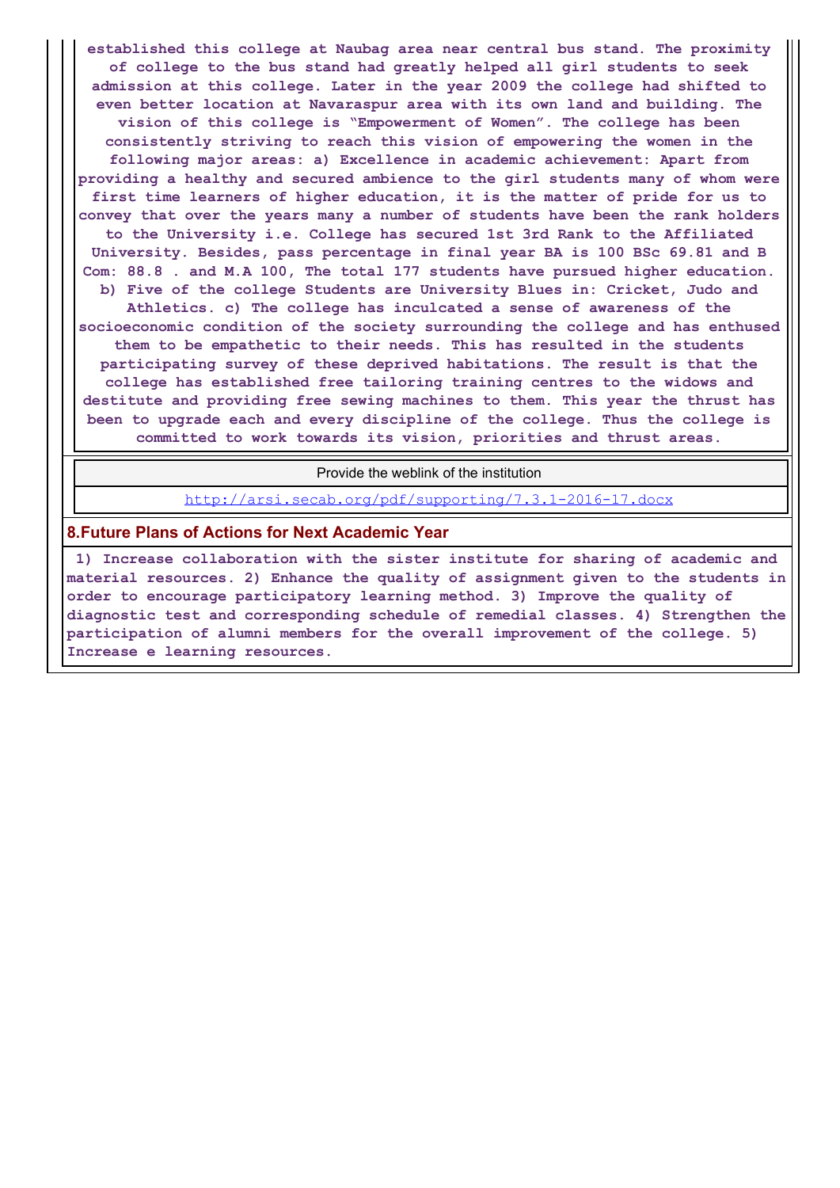established this college at Naubag area near central bus stand. The proximity of college to the bus stand had greatly helped all girl students to seek admission at this college. Later in the year 2009 the college had shifted to even better location at Navaraspur area with its own land and building. The vision of this college is "Empowerment of Women". The college has been consistently striving to reach this vision of empowering the women in the following major areas: a) Excellence in academic achievement: Apart from providing a healthy and secured ambience to the girl students many of whom were first time learners of higher education, it is the matter of pride for us to convey that over the years many a number of students have been the rank holders to the University i.e. College has secured 1st 3rd Rank to the Affiliated University. Besides, pass percentage in final year BA is 100 BSc 69.81 and B Com: 88.8 . and M.A 100, The total 177 students have pursued higher education. b) Five of the college Students are University Blues in: Cricket, Judo and Athletics. c) The college has inculcated a sense of awareness of the socioeconomic condition of the society surrounding the college and has enthused them to be empathetic to their needs. This has resulted in the students participating survey of these deprived habitations. The result is that the college has established free tailoring training centres to the widows and destitute and providing free sewing machines to them. This year the thrust has been to upgrade each and every discipline of the college. Thus the college is committed to work towards its vision, priorities and thrust areas.

| Provide the weblink of the institution |
| --- |
| http://arsi.secab.org/pdf/supporting/7.3.1-2016-17.docx |

## 8.Future Plans of Actions for Next Academic Year

1) Increase collaboration with the sister institute for sharing of academic and material resources. 2) Enhance the quality of assignment given to the students in order to encourage participatory learning method. 3) Improve the quality of diagnostic test and corresponding schedule of remedial classes. 4) Strengthen the participation of alumni members for the overall improvement of the college. 5) Increase e learning resources.